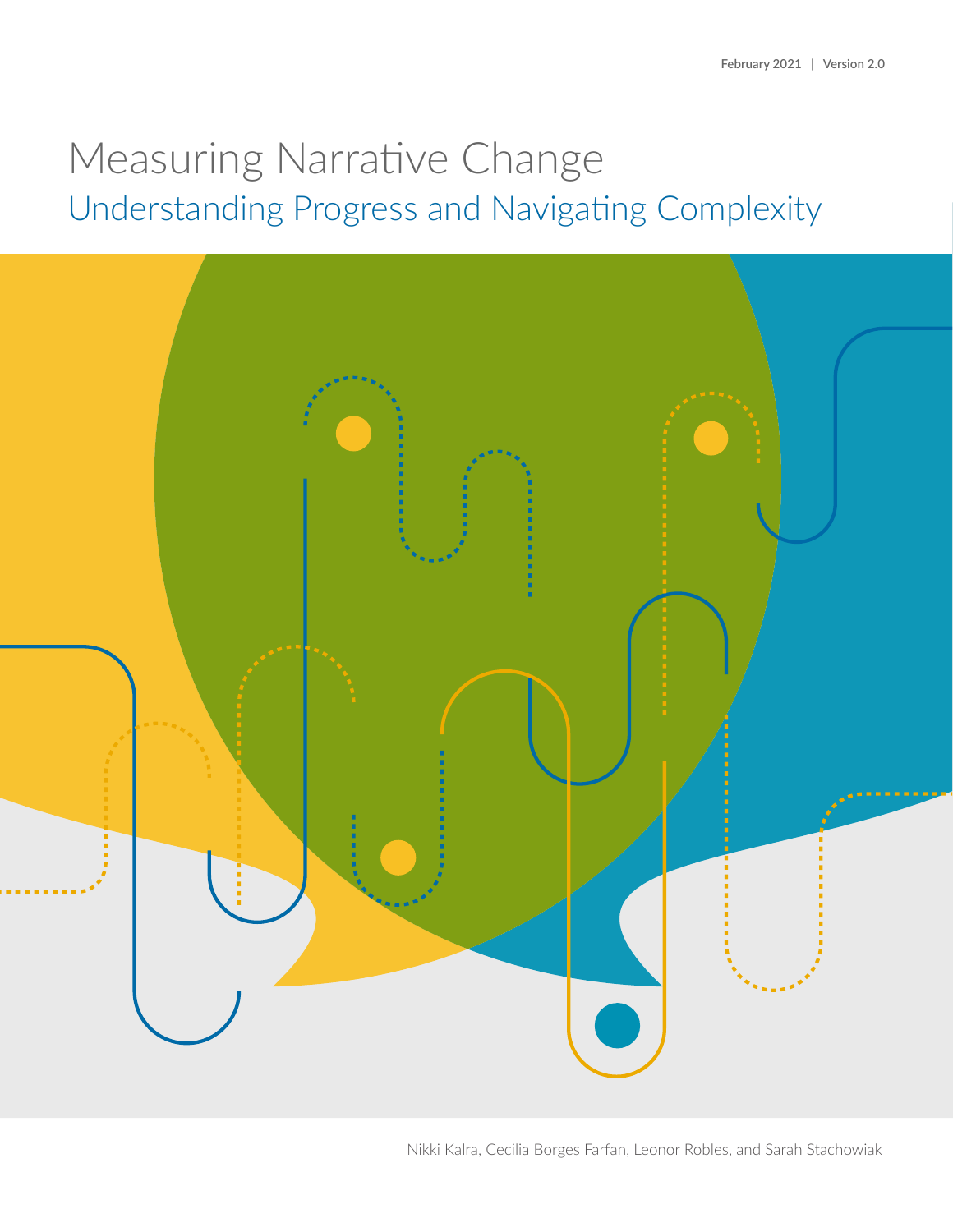February 2021 | Version 2.0

# Measuring Narrative Change

## Understanding Progress and Navigating Complexity

Nikki Kalra, Cecilia Borges Farfan, Leonor Robles, and Sarah Stachowiak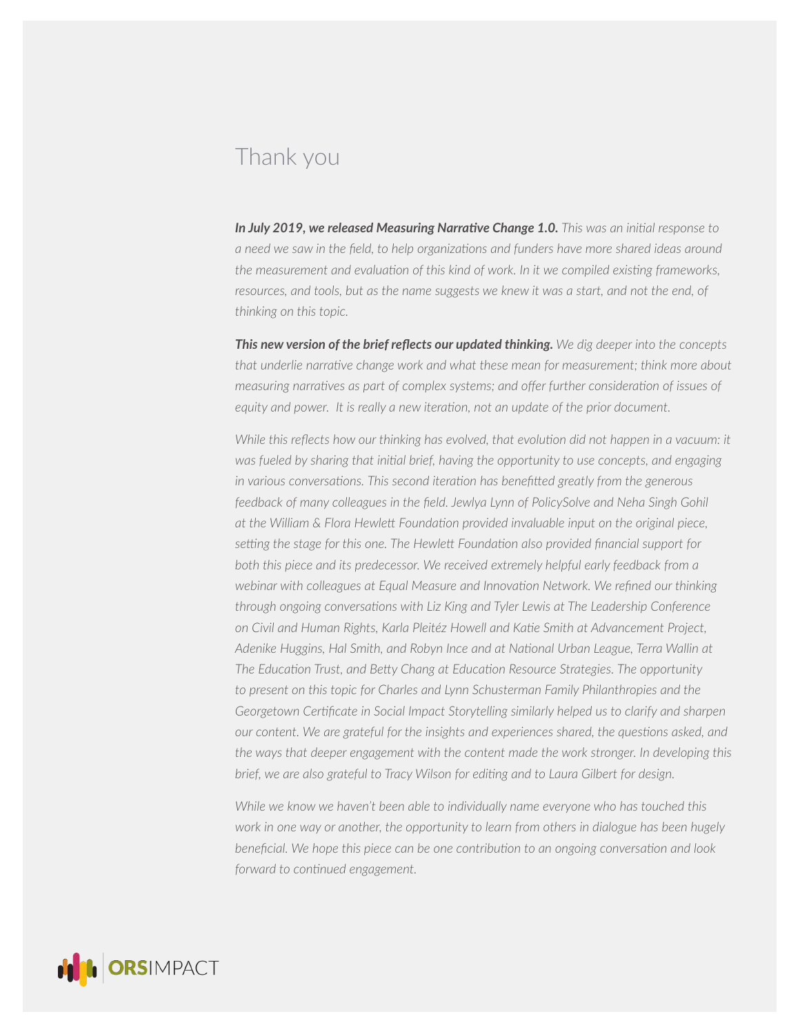# Thank you

***In July 2019, we released Measuring Narrative Change 1.0.*** *This was an initial response to a need we saw in the field, to help organizations and funders have more shared ideas around the measurement and evaluation of this kind of work. In it we compiled existing frameworks, resources, and tools, but as the name suggests we knew it was a start, and not the end, of thinking on this topic.*

***This new version of the brief reflects our updated thinking.*** *We dig deeper into the concepts that underlie narrative change work and what these mean for measurement; think more about measuring narratives as part of complex systems; and offer further consideration of issues of equity and power. It is really a new iteration, not an update of the prior document.*

*While this reflects how our thinking has evolved, that evolution did not happen in a vacuum: it was fueled by sharing that initial brief, having the opportunity to use concepts, and engaging in various conversations. This second iteration has benefitted greatly from the generous feedback of many colleagues in the field. Jewlya Lynn of PolicySolve and Neha Singh Gohil at the William & Flora Hewlett Foundation provided invaluable input on the original piece, setting the stage for this one. The Hewlett Foundation also provided financial support for both this piece and its predecessor. We received extremely helpful early feedback from a webinar with colleagues at Equal Measure and Innovation Network. We refined our thinking through ongoing conversations with Liz King and Tyler Lewis at The Leadership Conference on Civil and Human Rights, Karla Pleitéz Howell and Katie Smith at Advancement Project, Adenike Huggins, Hal Smith, and Robyn Ince and at National Urban League, Terra Wallin at The Education Trust, and Betty Chang at Education Resource Strategies. The opportunity to present on this topic for Charles and Lynn Schusterman Family Philanthropies and the Georgetown Certificate in Social Impact Storytelling similarly helped us to clarify and sharpen our content. We are grateful for the insights and experiences shared, the questions asked, and the ways that deeper engagement with the content made the work stronger. In developing this brief, we are also grateful to Tracy Wilson for editing and to Laura Gilbert for design.*

*While we know we haven't been able to individually name everyone who has touched this work in one way or another, the opportunity to learn from others in dialogue has been hugely beneficial. We hope this piece can be one contribution to an ongoing conversation and look forward to continued engagement.*

ORSIMPACT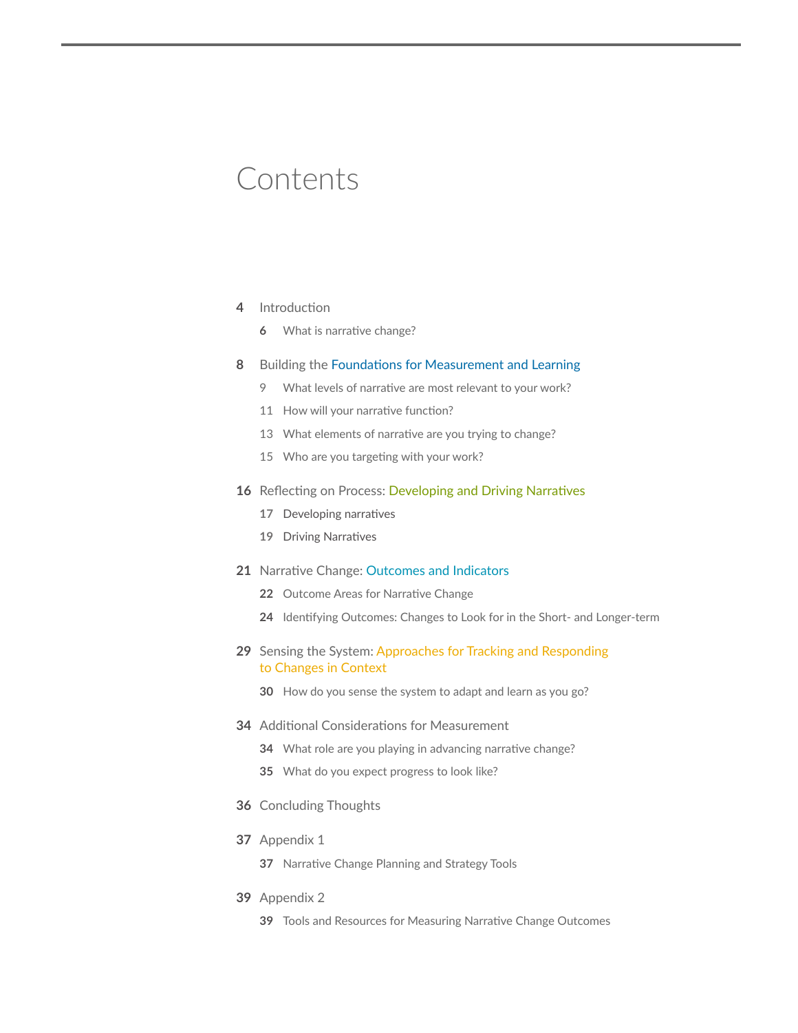# Contents

**4** Introduction

- **6** What is narrative change?

**8** Building the Foundations for Measurement and Learning

- 9 What levels of narrative are most relevant to your work?
- 11 How will your narrative function?
- 13 What elements of narrative are you trying to change?
- 15 Who are you targeting with your work?

**16** Reflecting on Process: Developing and Driving Narratives

- 17 Developing narratives
- 19 Driving Narratives

**21** Narrative Change: Outcomes and Indicators

- **22** Outcome Areas for Narrative Change
- **24** Identifying Outcomes: Changes to Look for in the Short- and Longer-term

**29** Sensing the System: Approaches for Tracking and Responding to Changes in Context

- **30** How do you sense the system to adapt and learn as you go?

**34** Additional Considerations for Measurement

- **34** What role are you playing in advancing narrative change?
- **35** What do you expect progress to look like?

**36** Concluding Thoughts

**37** Appendix 1

- **37** Narrative Change Planning and Strategy Tools

**39** Appendix 2

- **39** Tools and Resources for Measuring Narrative Change Outcomes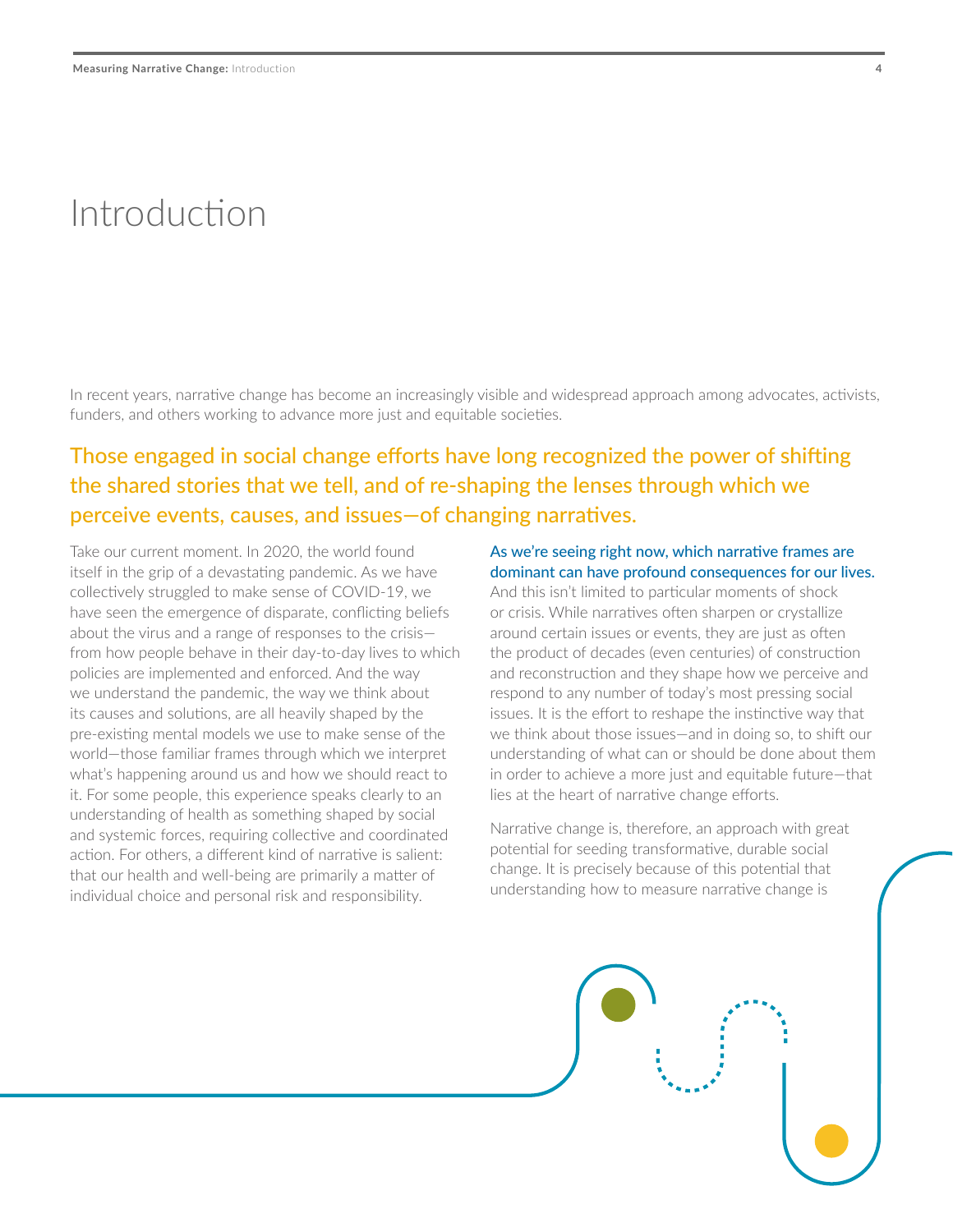# Introduction

In recent years, narrative change has become an increasingly visible and widespread approach among advocates, activists, funders, and others working to advance more just and equitable societies.

## Those engaged in social change efforts have long recognized the power of shifting the shared stories that we tell, and of re-shaping the lenses through which we perceive events, causes, and issues—of changing narratives.

Take our current moment. In 2020, the world found itself in the grip of a devastating pandemic. As we have collectively struggled to make sense of COVID-19, we have seen the emergence of disparate, conflicting beliefs about the virus and a range of responses to the crisis—from how people behave in their day-to-day lives to which policies are implemented and enforced. And the way we understand the pandemic, the way we think about its causes and solutions, are all heavily shaped by the pre-existing mental models we use to make sense of the world—those familiar frames through which we interpret what's happening around us and how we should react to it. For some people, this experience speaks clearly to an understanding of health as something shaped by social and systemic forces, requiring collective and coordinated action. For others, a different kind of narrative is salient: that our health and well-being are primarily a matter of individual choice and personal risk and responsibility.

**As we're seeing right now, which narrative frames are dominant can have profound consequences for our lives.** And this isn't limited to particular moments of shock or crisis. While narratives often sharpen or crystallize around certain issues or events, they are just as often the product of decades (even centuries) of construction and reconstruction and they shape how we perceive and respond to any number of today's most pressing social issues. It is the effort to reshape the instinctive way that we think about those issues—and in doing so, to shift our understanding of what can or should be done about them in order to achieve a more just and equitable future—that lies at the heart of narrative change efforts.

Narrative change is, therefore, an approach with great potential for seeding transformative, durable social change. It is precisely because of this potential that understanding how to measure narrative change is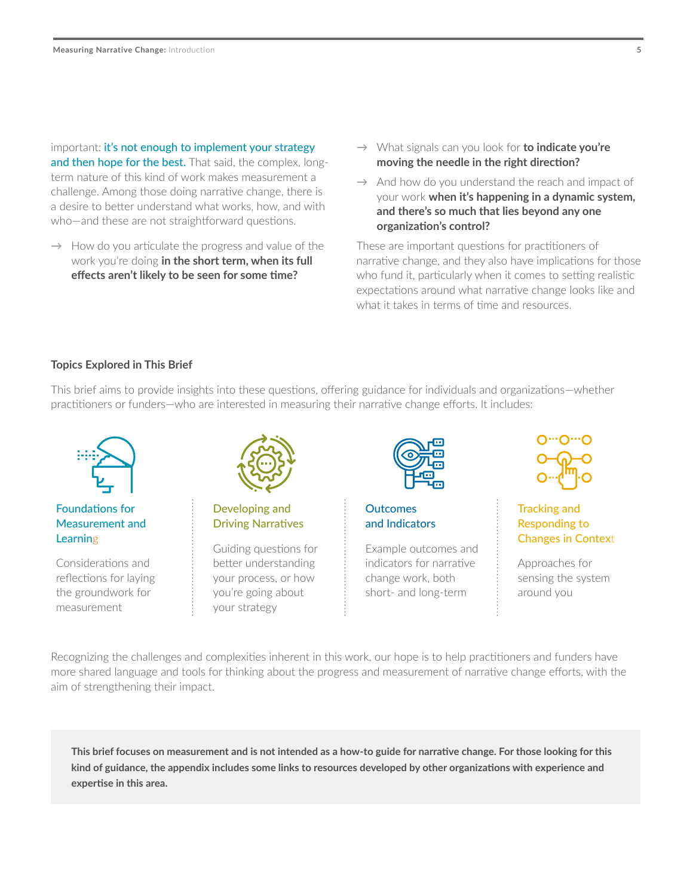important: it's not enough to implement your strategy and then hope for the best. That said, the complex, long-term nature of this kind of work makes measurement a challenge. Among those doing narrative change, there is a desire to better understand what works, how, and with who—and these are not straightforward questions.

→ How do you articulate the progress and value of the work you're doing **in the short term, when its full effects aren't likely to be seen for some time?**

→ What signals can you look for **to indicate you're moving the needle in the right direction?**

→ And how do you understand the reach and impact of your work **when it's happening in a dynamic system, and there's so much that lies beyond any one organization's control?**

These are important questions for practitioners of narrative change, and they also have implications for those who fund it, particularly when it comes to setting realistic expectations around what narrative change looks like and what it takes in terms of time and resources.

### Topics Explored in This Brief

This brief aims to provide insights into these questions, offering guidance for individuals and organizations—whether practitioners or funders—who are interested in measuring their narrative change efforts. It includes:

**Foundations for Measurement and Learning**

Considerations and reflections for laying the groundwork for measurement

**Developing and Driving Narratives**

Guiding questions for better understanding your process, or how you're going about your strategy

**Outcomes and Indicators**

Example outcomes and indicators for narrative change work, both short- and long-term

**Tracking and Responding to Changes in Context**

Approaches for sensing the system around you

Recognizing the challenges and complexities inherent in this work, our hope is to help practitioners and funders have more shared language and tools for thinking about the progress and measurement of narrative change efforts, with the aim of strengthening their impact.

**This brief focuses on measurement and is not intended as a how-to guide for narrative change. For those looking for this kind of guidance, the appendix includes some links to resources developed by other organizations with experience and expertise in this area.**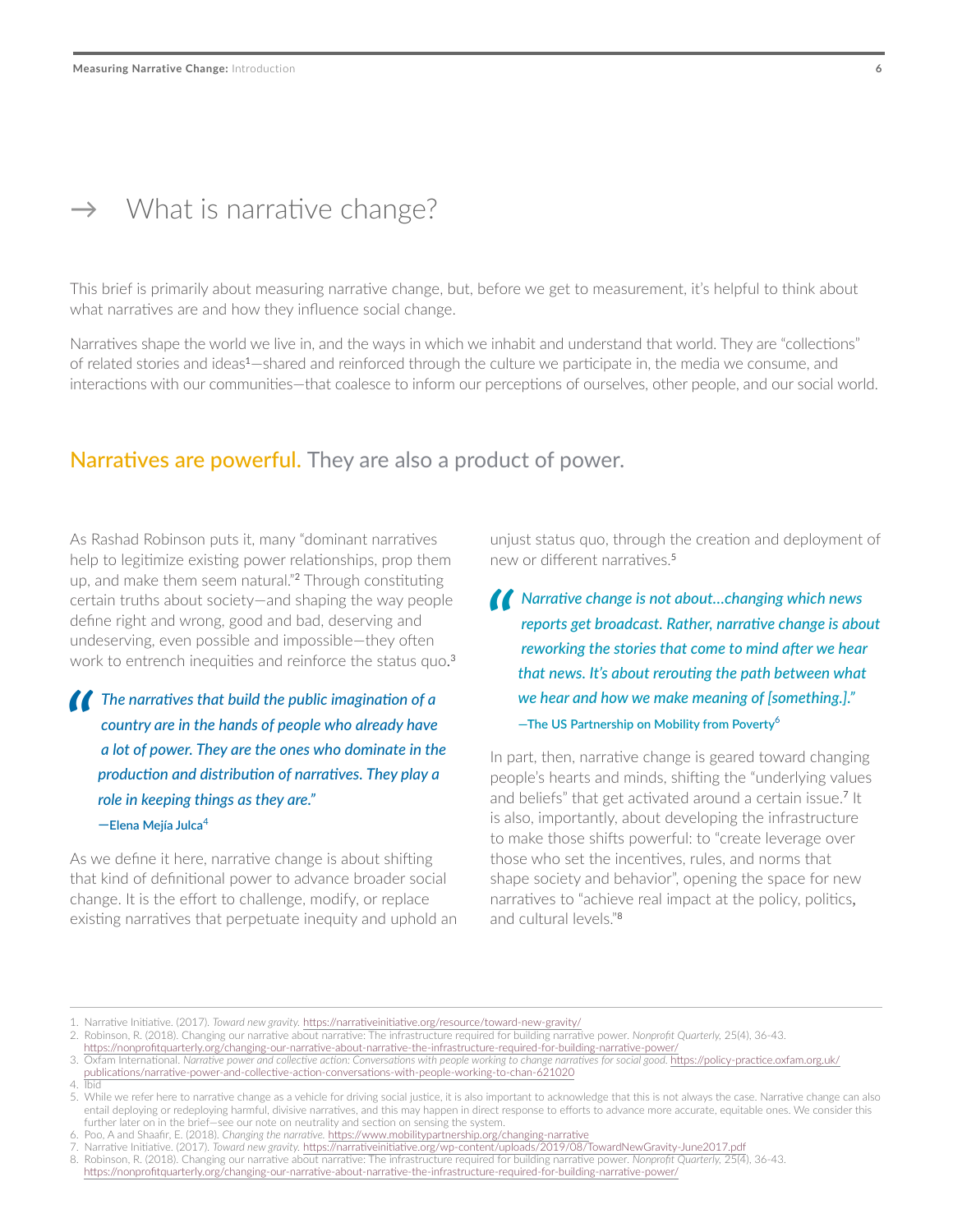# → What is narrative change?

This brief is primarily about measuring narrative change, but, before we get to measurement, it's helpful to think about what narratives are and how they influence social change.

Narratives shape the world we live in, and the ways in which we inhabit and understand that world. They are "collections" of related stories and ideas[1]—shared and reinforced through the culture we participate in, the media we consume, and interactions with our communities—that coalesce to inform our perceptions of ourselves, other people, and our social world.

## Narratives are powerful. They are also a product of power.

As Rashad Robinson puts it, many "dominant narratives help to legitimize existing power relationships, prop them up, and make them seem natural."[2] Through constituting certain truths about society—and shaping the way people define right and wrong, good and bad, deserving and undeserving, even possible and impossible—they often work to entrench inequities and reinforce the status quo.[3]

> ***The narratives that build the public imagination of a country are in the hands of people who already have a lot of power. They are the ones who dominate in the production and distribution of narratives. They play a role in keeping things as they are."***
>
> **—Elena Mejía Julca**[4]

As we define it here, narrative change is about shifting that kind of definitional power to advance broader social change. It is the effort to challenge, modify, or replace existing narratives that perpetuate inequity and uphold an unjust status quo, through the creation and deployment of new or different narratives.[5]

> ***Narrative change is not about…changing which news reports get broadcast. Rather, narrative change is about reworking the stories that come to mind after we hear that news. It's about rerouting the path between what we hear and how we make meaning of [something.]."***
>
> **—The US Partnership on Mobility from Poverty**[6]

In part, then, narrative change is geared toward changing people's hearts and minds, shifting the "underlying values and beliefs" that get activated around a certain issue.[7] It is also, importantly, about developing the infrastructure to make those shifts powerful: to "create leverage over those who set the incentives, rules, and norms that shape society and behavior", opening the space for new narratives to "achieve real impact at the policy, politics, and cultural levels."[8]

---

1. Narrative Initiative. (2017). *Toward new gravity.* https://narrativeinitiative.org/resource/toward-new-gravity/
2. Robinson, R. (2018). Changing our narrative about narrative: The infrastructure required for building narrative power. *Nonprofit Quarterly,* 25(4), 36-43. https://nonprofitquarterly.org/changing-our-narrative-about-narrative-the-infrastructure-required-for-building-narrative-power/
3. Oxfam International. *Narrative power and collective action: Conversations with people working to change narratives for social good.* https://policy-practice.oxfam.org.uk/publications/narrative-power-and-collective-action-conversations-with-people-working-to-chan-621020
4. Ibid
5. While we refer here to narrative change as a vehicle for driving social justice, it is also important to acknowledge that this is not always the case. Narrative change can also entail deploying or redeploying harmful, divisive narratives, and this may happen in direct response to efforts to advance more accurate, equitable ones. We consider this further later on in the brief—see our note on neutrality and section on sensing the system.
6. Poo, A and Shaafir, E. (2018). *Changing the narrative.* https://www.mobilitypartnership.org/changing-narrative
7. Narrative Initiative. (2017). *Toward new gravity.* https://narrativeinitiative.org/wp-content/uploads/2019/08/TowardNewGravity-June2017.pdf
8. Robinson, R. (2018). Changing our narrative about narrative: The infrastructure required for building narrative power. *Nonprofit Quarterly,* 25(4), 36-43. https://nonprofitquarterly.org/changing-our-narrative-about-narrative-the-infrastructure-required-for-building-narrative-power/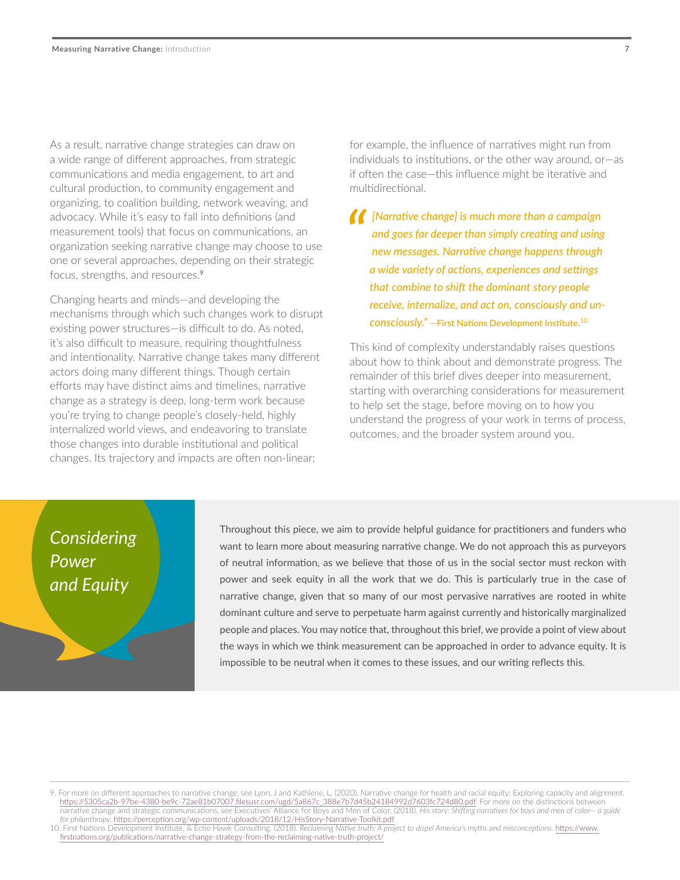As a result, narrative change strategies can draw on a wide range of different approaches, from strategic communications and media engagement, to art and cultural production, to community engagement and organizing, to coalition building, network weaving, and advocacy. While it's easy to fall into definitions (and measurement tools) that focus on communications, an organization seeking narrative change may choose to use one or several approaches, depending on their strategic focus, strengths, and resources.[9]

Changing hearts and minds—and developing the mechanisms through which such changes work to disrupt existing power structures—is difficult to do. As noted, it's also difficult to measure, requiring thoughtfulness and intentionality. Narrative change takes many different actors doing many different things. Though certain efforts may have distinct aims and timelines, narrative change as a strategy is deep, long-term work because you're trying to change people's closely-held, highly internalized world views, and endeavoring to translate those changes into durable institutional and political changes. Its trajectory and impacts are often non-linear; for example, the influence of narratives might run from individuals to institutions, or the other way around, or—as if often the case—this influence might be iterative and multidirectional.

> *"[Narrative change] is much more than a campaign and goes far deeper than simply creating and using new messages. Narrative change happens through a wide variety of actions, experiences and settings that combine to shift the dominant story people receive, internalize, and act on, consciously and unconsciously."* —First Nations Development Institute.[10]

This kind of complexity understandably raises questions about how to think about and demonstrate progress. The remainder of this brief dives deeper into measurement, starting with overarching considerations for measurement to help set the stage, before moving on to how you understand the progress of your work in terms of process, outcomes, and the broader system around you.

## *Considering Power and Equity*

Throughout this piece, we aim to provide helpful guidance for practitioners and funders who want to learn more about measuring narrative change. We do not approach this as purveyors of neutral information, as we believe that those of us in the social sector must reckon with power and seek equity in all the work that we do. This is particularly true in the case of narrative change, given that so many of our most pervasive narratives are rooted in white dominant culture and serve to perpetuate harm against currently and historically marginalized people and places. You may notice that, throughout this brief, we provide a point of view about the ways in which we think measurement can be approached in order to advance equity. It is impossible to be neutral when it comes to these issues, and our writing reflects this.

---

9. For more on different approaches to narrative change, see Lynn, J and Kathlene, L. (2020). Narrative change for health and racial equity: Exploring capacity and alignment. https://5305ca2b-97be-4380-be9c-72ae81b07007.filesusr.com/ugd/5a867c_388e7b7d45b24184992d7603fc724d80.pdf. For more on the distinctions between narrative change and strategic communications, see Executives' Alliance for Boys and Men of Color. (2018). *His story: Shifting narratives for boys and men of color— a guide for philanthropy.* https://perception.org/wp-content/uploads/2018/12/HisStory-Narrative-Toolkit.pdf

10. First Nations Development Institute, & Echo Hawk Consulting. (2018). *Reclaiming Native truth: A project to dispel America's myths and misconceptions.* https://www.firstnations.org/publications/narrative-change-strategy-from-the-reclaiming-native-truth-project/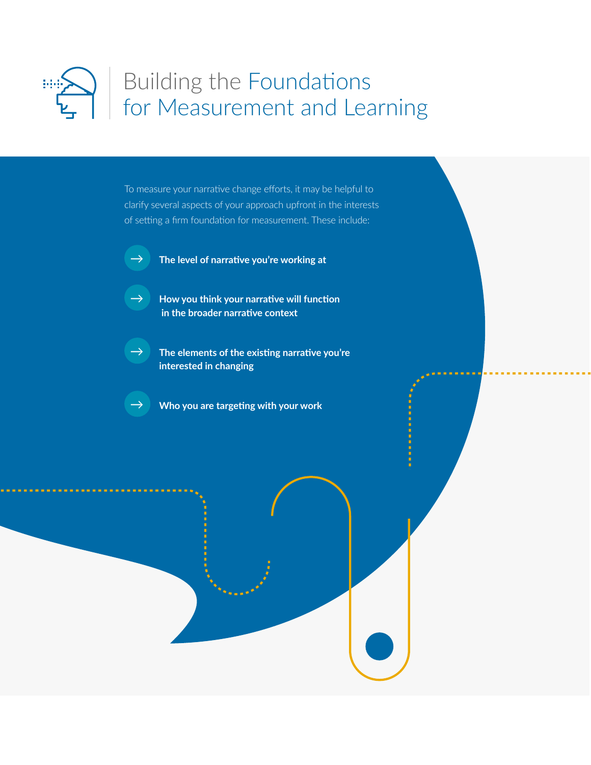# Building the Foundations for Measurement and Learning

To measure your narrative change efforts, it may be helpful to clarify several aspects of your approach upfront in the interests of setting a firm foundation for measurement. These include:

- → **The level of narrative you're working at**
- → **How you think your narrative will function in the broader narrative context**
- → **The elements of the existing narrative you're interested in changing**
- → **Who you are targeting with your work**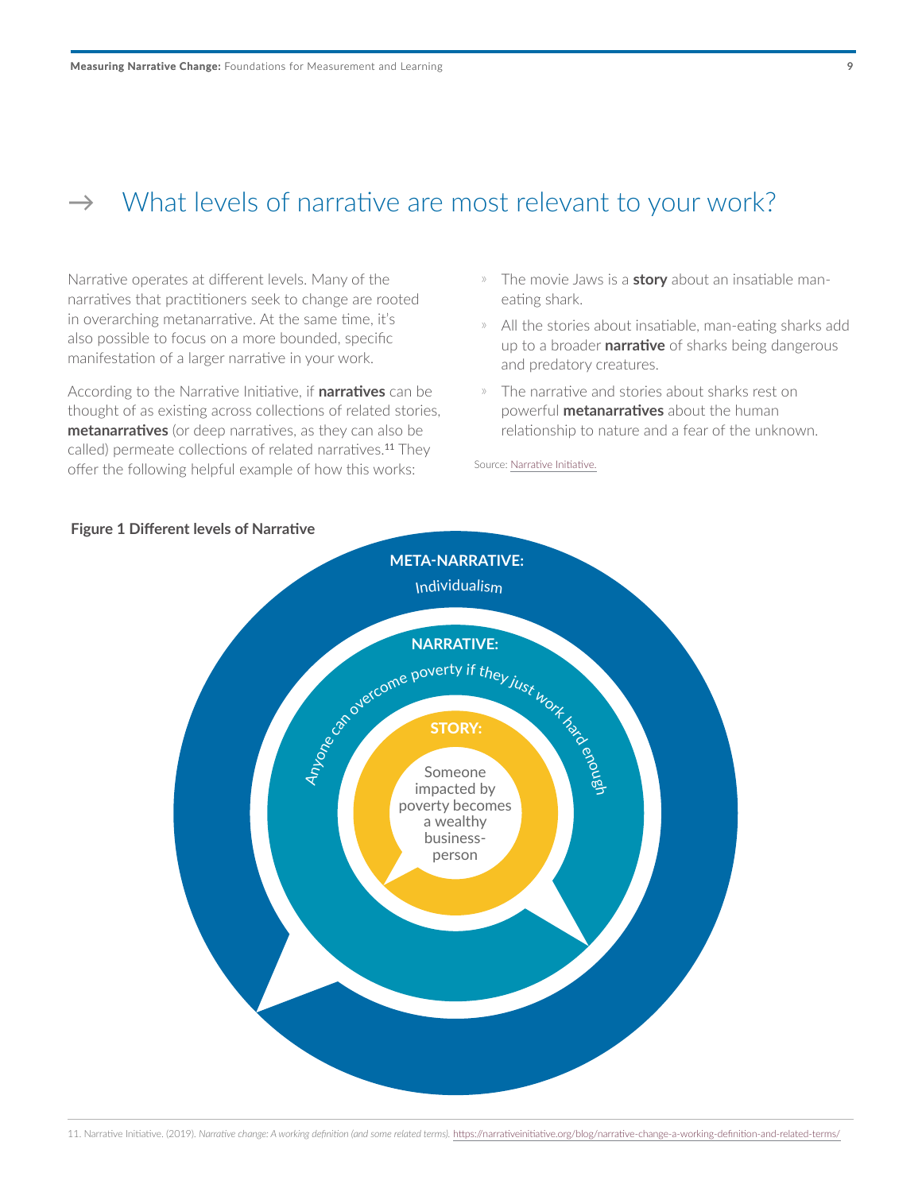## → What levels of narrative are most relevant to your work?

Narrative operates at different levels. Many of the narratives that practitioners seek to change are rooted in overarching metanarrative. At the same time, it's also possible to focus on a more bounded, specific manifestation of a larger narrative in your work.

According to the Narrative Initiative, if **narratives** can be thought of as existing across collections of related stories, **metanarratives** (or deep narratives, as they can also be called) permeate collections of related narratives.[11] They offer the following helpful example of how this works:

- The movie Jaws is a **story** about an insatiable man-eating shark.
- All the stories about insatiable, man-eating sharks add up to a broader **narrative** of sharks being dangerous and predatory creatures.
- The narrative and stories about sharks rest on powerful **metanarratives** about the human relationship to nature and a fear of the unknown.

Source: Narrative Initiative.

**Figure 1 Different levels of Narrative**

**META-NARRATIVE:** Individualism

**NARRATIVE:** Anyone can overcome poverty if they just work hard enough

**STORY:** Someone impacted by poverty becomes a wealthy business-person

11. Narrative Initiative. (2019). *Narrative change: A working definition (and some related terms).* https://narrativeinitiative.org/blog/narrative-change-a-working-definition-and-related-terms/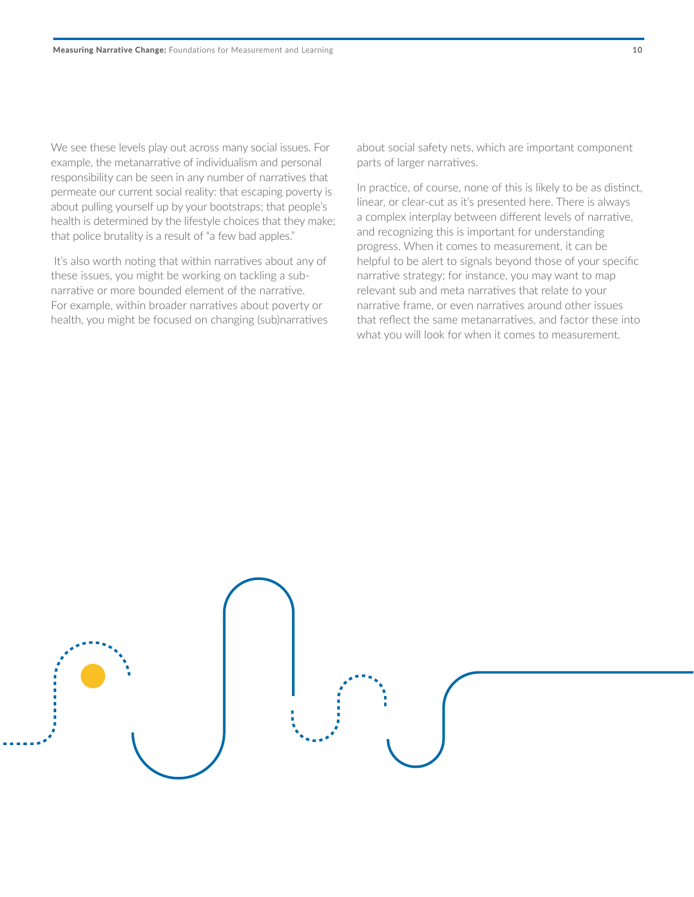We see these levels play out across many social issues. For example, the metanarrative of individualism and personal responsibility can be seen in any number of narratives that permeate our current social reality: that escaping poverty is about pulling yourself up by your bootstraps; that people's health is determined by the lifestyle choices that they make; that police brutality is a result of "a few bad apples."

It's also worth noting that within narratives about any of these issues, you might be working on tackling a sub-narrative or more bounded element of the narrative. For example, within broader narratives about poverty or health, you might be focused on changing (sub)narratives about social safety nets, which are important component parts of larger narratives.

In practice, of course, none of this is likely to be as distinct, linear, or clear-cut as it's presented here. There is always a complex interplay between different levels of narrative, and recognizing this is important for understanding progress. When it comes to measurement, it can be helpful to be alert to signals beyond those of your specific narrative strategy; for instance, you may want to map relevant sub and meta narratives that relate to your narrative frame, or even narratives around other issues that reflect the same metanarratives, and factor these into what you will look for when it comes to measurement.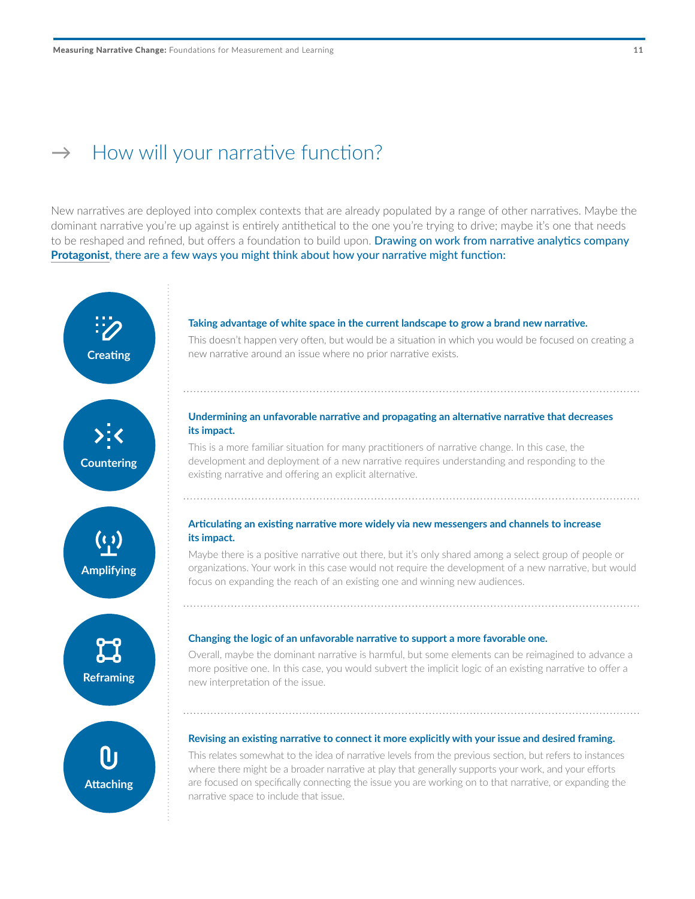## → How will your narrative function?

New narratives are deployed into complex contexts that are already populated by a range of other narratives. Maybe the dominant narrative you're up against is entirely antithetical to the one you're trying to drive; maybe it's one that needs to be reshaped and refined, but offers a foundation to build upon. **Drawing on work from narrative analytics company Protagonist, there are a few ways you might think about how your narrative might function:**

### Creating

**Taking advantage of white space in the current landscape to grow a brand new narrative.**

This doesn't happen very often, but would be a situation in which you would be focused on creating a new narrative around an issue where no prior narrative exists.

### Countering

**Undermining an unfavorable narrative and propagating an alternative narrative that decreases its impact.**

This is a more familiar situation for many practitioners of narrative change. In this case, the development and deployment of a new narrative requires understanding and responding to the existing narrative and offering an explicit alternative.

### Amplifying

**Articulating an existing narrative more widely via new messengers and channels to increase its impact.**

Maybe there is a positive narrative out there, but it's only shared among a select group of people or organizations. Your work in this case would not require the development of a new narrative, but would focus on expanding the reach of an existing one and winning new audiences.

### Reframing

**Changing the logic of an unfavorable narrative to support a more favorable one.**

Overall, maybe the dominant narrative is harmful, but some elements can be reimagined to advance a more positive one. In this case, you would subvert the implicit logic of an existing narrative to offer a new interpretation of the issue.

### Attaching

**Revising an existing narrative to connect it more explicitly with your issue and desired framing.**

This relates somewhat to the idea of narrative levels from the previous section, but refers to instances where there might be a broader narrative at play that generally supports your work, and your efforts are focused on specifically connecting the issue you are working on to that narrative, or expanding the narrative space to include that issue.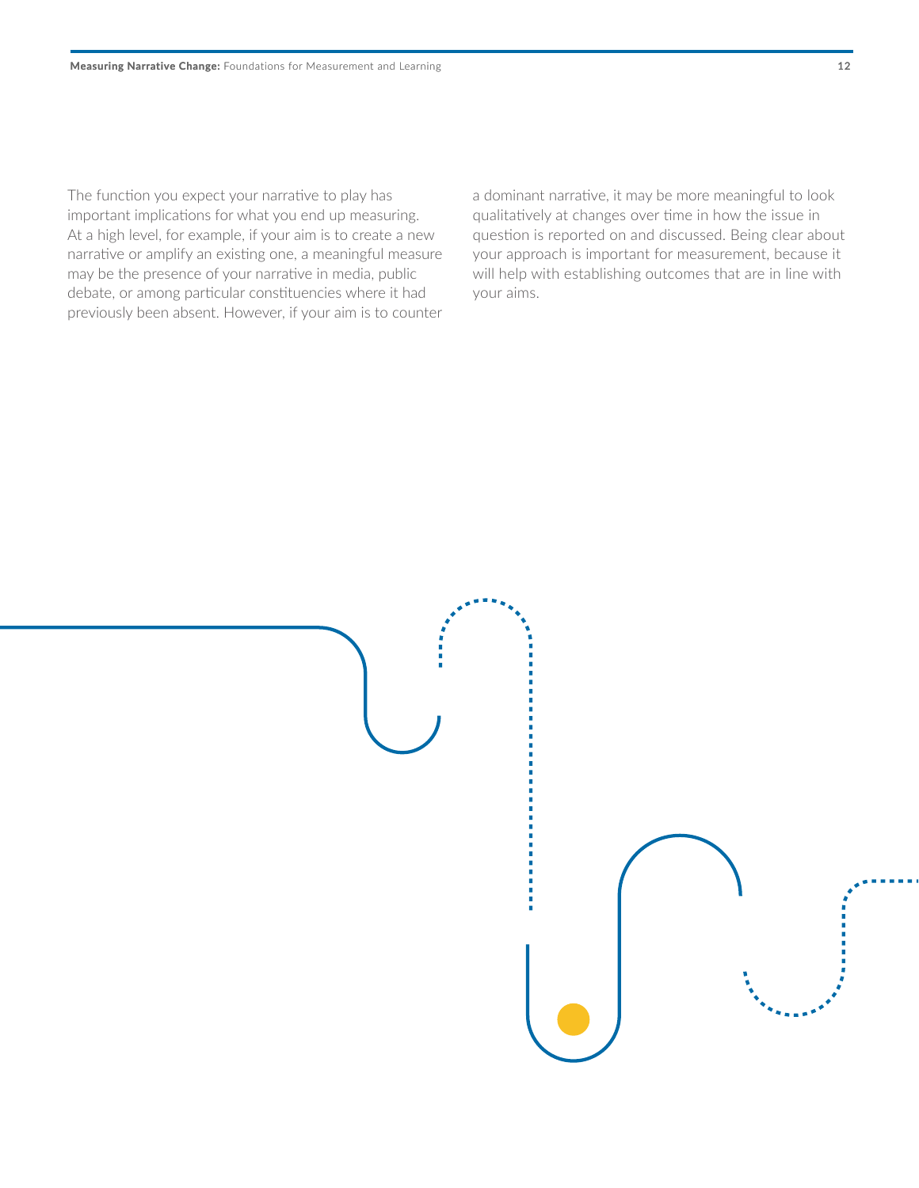The function you expect your narrative to play has important implications for what you end up measuring. At a high level, for example, if your aim is to create a new narrative or amplify an existing one, a meaningful measure may be the presence of your narrative in media, public debate, or among particular constituencies where it had previously been absent. However, if your aim is to counter a dominant narrative, it may be more meaningful to look qualitatively at changes over time in how the issue in question is reported on and discussed. Being clear about your approach is important for measurement, because it will help with establishing outcomes that are in line with your aims.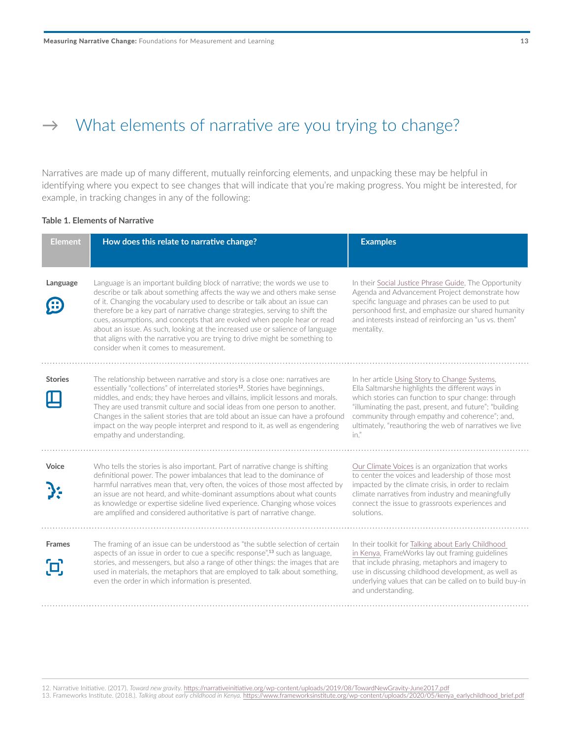## → What elements of narrative are you trying to change?

Narratives are made up of many different, mutually reinforcing elements, and unpacking these may be helpful in identifying where you expect to see changes that will indicate that you're making progress. You might be interested, for example, in tracking changes in any of the following:

**Table 1. Elements of Narrative**

| Element | How does this relate to narrative change? | Examples |
|---|---|---|
| **Language** | Language is an important building block of narrative; the words we use to describe or talk about something affects the way we and others make sense of it. Changing the vocabulary used to describe or talk about an issue can therefore be a key part of narrative change strategies, serving to shift the cues, assumptions, and concepts that are evoked when people hear or read about an issue. As such, looking at the increased use or salience of language that aligns with the narrative you are trying to drive might be something to consider when it comes to measurement. | In their Social Justice Phrase Guide, The Opportunity Agenda and Advancement Project demonstrate how specific language and phrases can be used to put personhood first, and emphasize our shared humanity and interests instead of reinforcing an "us vs. them" mentality. |
| **Stories** | The relationship between narrative and story is a close one: narratives are essentially "collections" of interrelated stories[12]. Stories have beginnings, middles, and ends; they have heroes and villains, implicit lessons and morals. They are used transmit culture and social ideas from one person to another. Changes in the salient stories that are told about an issue can have a profound impact on the way people interpret and respond to it, as well as engendering empathy and understanding. | In her article Using Story to Change Systems, Ella Saltmarshe highlights the different ways in which stories can function to spur change: through "illuminating the past, present, and future"; "building community through empathy and coherence"; and, ultimately, "reauthoring the web of narratives we live in." |
| **Voice** | Who tells the stories is also important. Part of narrative change is shifting definitional power. The power imbalances that lead to the dominance of harmful narratives mean that, very often, the voices of those most affected by an issue are not heard, and white-dominant assumptions about what counts as knowledge or expertise sideline lived experience. Changing whose voices are amplified and considered authoritative is part of narrative change. | Our Climate Voices is an organization that works to center the voices and leadership of those most impacted by the climate crisis, in order to reclaim climate narratives from industry and meaningfully connect the issue to grassroots experiences and solutions. |
| **Frames** | The framing of an issue can be understood as "the subtle selection of certain aspects of an issue in order to cue a specific response",[13] such as language, stories, and messengers, but also a range of other things: the images that are used in materials, the metaphors that are employed to talk about something, even the order in which information is presented. | In their toolkit for Talking about Early Childhood in Kenya, FrameWorks lay out framing guidelines that include phrasing, metaphors and imagery to use in discussing childhood development, as well as underlying values that can be called on to build buy-in and understanding. |

12. Narrative Initiative. (2017). *Toward new gravity.* https://narrativeinitiative.org/wp-content/uploads/2019/08/TowardNewGravity-June2017.pdf
13. Frameworks Institute. (2018.). *Talking about early childhood in Kenya.* https://www.frameworksinstitute.org/wp-content/uploads/2020/05/kenya_earlychildhood_brief.pdf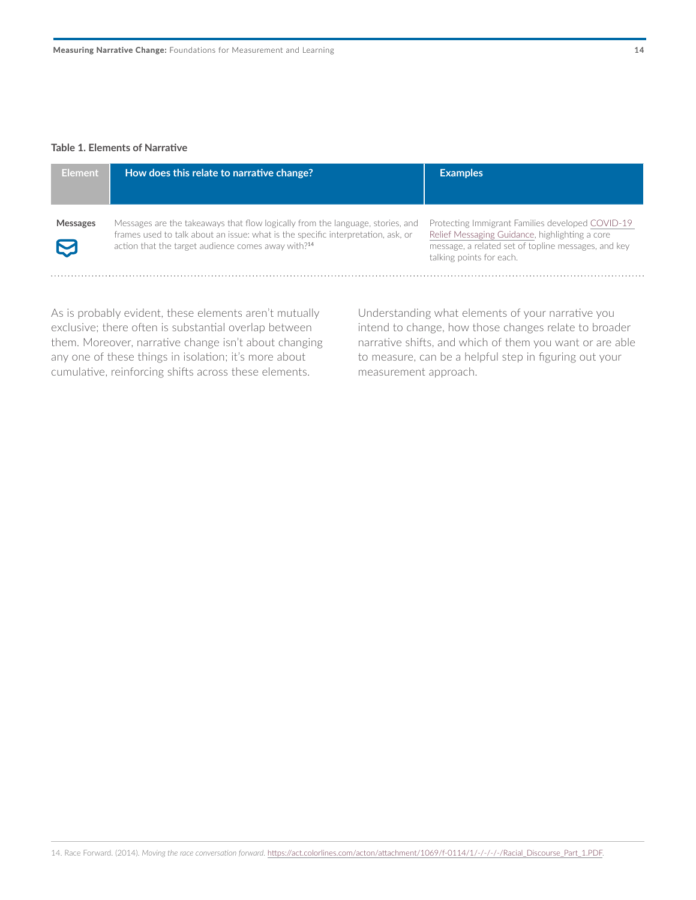**Table 1. Elements of Narrative**

| Element | How does this relate to narrative change? | Examples |
|---|---|---|
| **Messages** | Messages are the takeaways that flow logically from the language, stories, and frames used to talk about an issue: what is the specific interpretation, ask, or action that the target audience comes away with?[14] | Protecting Immigrant Families developed COVID-19 Relief Messaging Guidance, highlighting a core message, a related set of topline messages, and key talking points for each. |

As is probably evident, these elements aren't mutually exclusive; there often is substantial overlap between them. Moreover, narrative change isn't about changing any one of these things in isolation; it's more about cumulative, reinforcing shifts across these elements.

Understanding what elements of your narrative you intend to change, how those changes relate to broader narrative shifts, and which of them you want or are able to measure, can be a helpful step in figuring out your measurement approach.

14. Race Forward. (2014). *Moving the race conversation forward.* https://act.colorlines.com/acton/attachment/1069/f-0114/1/-/-/-/-/Racial_Discourse_Part_1.PDF.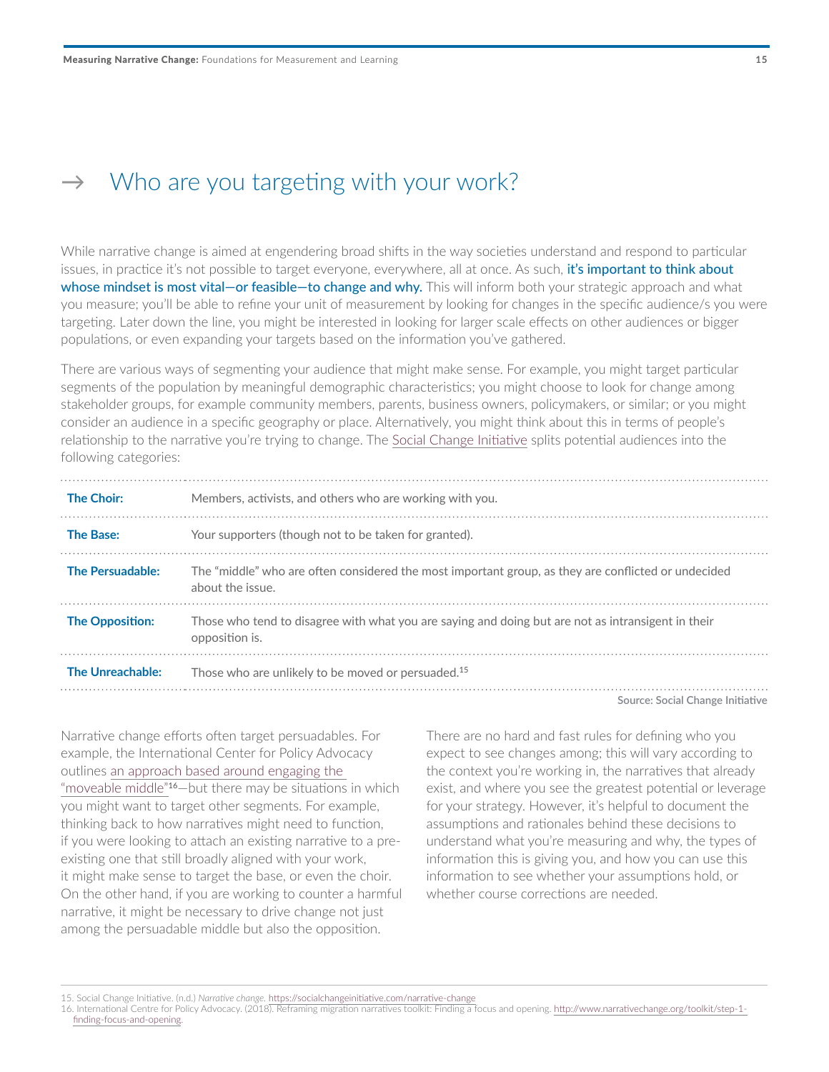## → Who are you targeting with your work?

While narrative change is aimed at engendering broad shifts in the way societies understand and respond to particular issues, in practice it's not possible to target everyone, everywhere, all at once. As such, **it's important to think about whose mindset is most vital—or feasible—to change and why.** This will inform both your strategic approach and what you measure; you'll be able to refine your unit of measurement by looking for changes in the specific audience/s you were targeting. Later down the line, you might be interested in looking for larger scale effects on other audiences or bigger populations, or even expanding your targets based on the information you've gathered.

There are various ways of segmenting your audience that might make sense. For example, you might target particular segments of the population by meaningful demographic characteristics; you might choose to look for change among stakeholder groups, for example community members, parents, business owners, policymakers, or similar; or you might consider an audience in a specific geography or place. Alternatively, you might think about this in terms of people's relationship to the narrative you're trying to change. The Social Change Initiative splits potential audiences into the following categories:

| | |
|---|---|
| **The Choir:** | Members, activists, and others who are working with you. |
| **The Base:** | Your supporters (though not to be taken for granted). |
| **The Persuadable:** | The "middle" who are often considered the most important group, as they are conflicted or undecided about the issue. |
| **The Opposition:** | Those who tend to disagree with what you are saying and doing but are not as intransigent in their opposition is. |
| **The Unreachable:** | Those who are unlikely to be moved or persuaded.[15] |

Source: Social Change Initiative

Narrative change efforts often target persuadables. For example, the International Center for Policy Advocacy outlines an approach based around engaging the "moveable middle"[16]—but there may be situations in which you might want to target other segments. For example, thinking back to how narratives might need to function, if you were looking to attach an existing narrative to a pre-existing one that still broadly aligned with your work, it might make sense to target the base, or even the choir. On the other hand, if you are working to counter a harmful narrative, it might be necessary to drive change not just among the persuadable middle but also the opposition.

There are no hard and fast rules for defining who you expect to see changes among; this will vary according to the context you're working in, the narratives that already exist, and where you see the greatest potential or leverage for your strategy. However, it's helpful to document the assumptions and rationales behind these decisions to understand what you're measuring and why, the types of information this is giving you, and how you can use this information to see whether your assumptions hold, or whether course corrections are needed.

---

15. Social Change Initiative. (n.d.) *Narrative change.* https://socialchangeinitiative.com/narrative-change
16. International Centre for Policy Advocacy. (2018). Reframing migration narratives toolkit: Finding a focus and opening. http://www.narrativechange.org/toolkit/step-1-finding-focus-and-opening.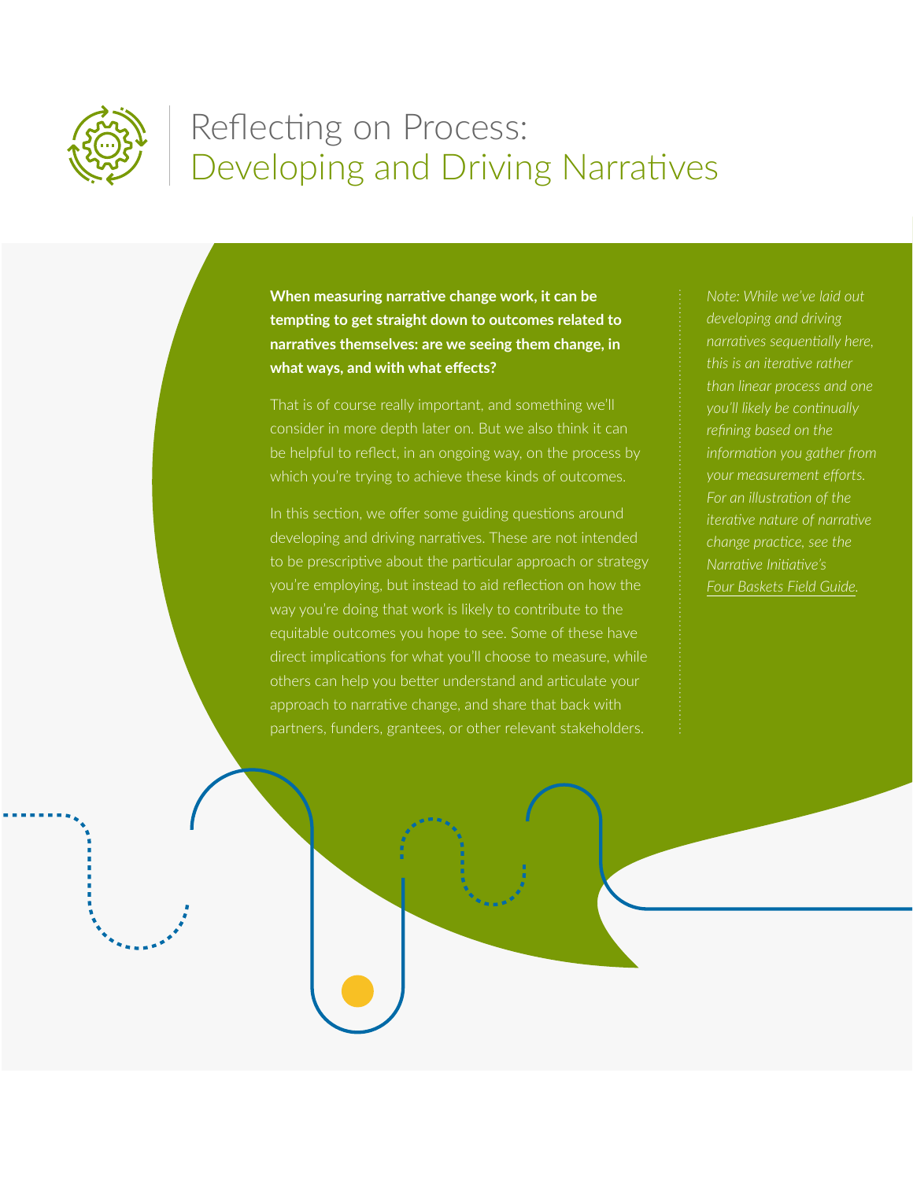# Reflecting on Process: Developing and Driving Narratives

**When measuring narrative change work, it can be tempting to get straight down to outcomes related to narratives themselves: are we seeing them change, in what ways, and with what effects?**

That is of course really important, and something we'll consider in more depth later on. But we also think it can be helpful to reflect, in an ongoing way, on the process by which you're trying to achieve these kinds of outcomes.

In this section, we offer some guiding questions around developing and driving narratives. These are not intended to be prescriptive about the particular approach or strategy you're employing, but instead to aid reflection on how the way you're doing that work is likely to contribute to the equitable outcomes you hope to see. Some of these have direct implications for what you'll choose to measure, while others can help you better understand and articulate your approach to narrative change, and share that back with partners, funders, grantees, or other relevant stakeholders.

*Note: While we've laid out developing and driving narratives sequentially here, this is an iterative rather than linear process and one you'll likely be continually refining based on the information you gather from your measurement efforts. For an illustration of the iterative nature of narrative change practice, see the Narrative Initiative's Four Baskets Field Guide.*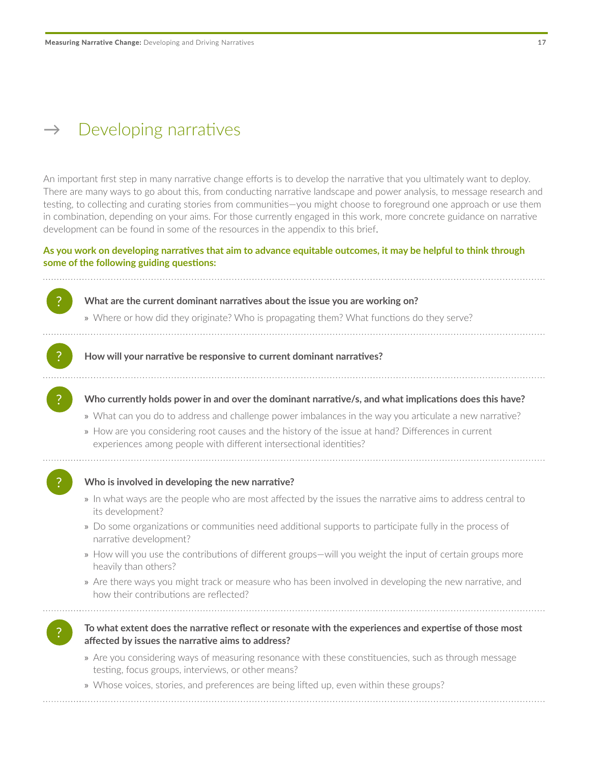# → Developing narratives

An important first step in many narrative change efforts is to develop the narrative that you ultimately want to deploy. There are many ways to go about this, from conducting narrative landscape and power analysis, to message research and testing, to collecting and curating stories from communities—you might choose to foreground one approach or use them in combination, depending on your aims. For those currently engaged in this work, more concrete guidance on narrative development can be found in some of the resources in the appendix to this brief.

**As you work on developing narratives that aim to advance equitable outcomes, it may be helpful to think through some of the following guiding questions:**

**What are the current dominant narratives about the issue you are working on?**

- Where or how did they originate? Who is propagating them? What functions do they serve?

**How will your narrative be responsive to current dominant narratives?**

**Who currently holds power in and over the dominant narrative/s, and what implications does this have?**

- What can you do to address and challenge power imbalances in the way you articulate a new narrative?
- How are you considering root causes and the history of the issue at hand? Differences in current experiences among people with different intersectional identities?

**Who is involved in developing the new narrative?**

- In what ways are the people who are most affected by the issues the narrative aims to address central to its development?
- Do some organizations or communities need additional supports to participate fully in the process of narrative development?
- How will you use the contributions of different groups—will you weight the input of certain groups more heavily than others?
- Are there ways you might track or measure who has been involved in developing the new narrative, and how their contributions are reflected?

**To what extent does the narrative reflect or resonate with the experiences and expertise of those most affected by issues the narrative aims to address?**

- Are you considering ways of measuring resonance with these constituencies, such as through message testing, focus groups, interviews, or other means?
- Whose voices, stories, and preferences are being lifted up, even within these groups?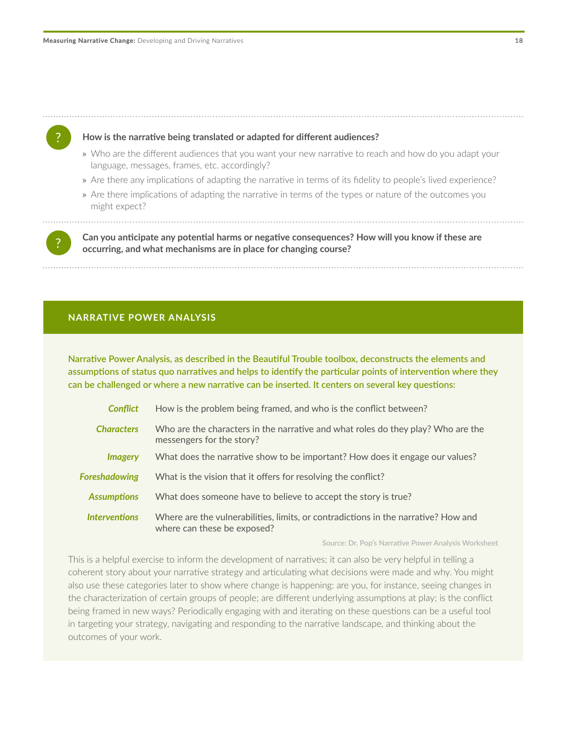**How is the narrative being translated or adapted for different audiences?**

- Who are the different audiences that you want your new narrative to reach and how do you adapt your language, messages, frames, etc. accordingly?
- Are there any implications of adapting the narrative in terms of its fidelity to people's lived experience?
- Are there implications of adapting the narrative in terms of the types or nature of the outcomes you might expect?

**Can you anticipate any potential harms or negative consequences? How will you know if these are occurring, and what mechanisms are in place for changing course?**

## NARRATIVE POWER ANALYSIS

**Narrative Power Analysis, as described in the Beautiful Trouble toolbox, deconstructs the elements and assumptions of status quo narratives and helps to identify the particular points of intervention where they can be challenged or where a new narrative can be inserted. It centers on several key questions:**

| | |
|---|---|
| ***Conflict*** | How is the problem being framed, and who is the conflict between? |
| ***Characters*** | Who are the characters in the narrative and what roles do they play? Who are the messengers for the story? |
| ***Imagery*** | What does the narrative show to be important? How does it engage our values? |
| ***Foreshadowing*** | What is the vision that it offers for resolving the conflict? |
| ***Assumptions*** | What does someone have to believe to accept the story is true? |
| ***Interventions*** | Where are the vulnerabilities, limits, or contradictions in the narrative? How and where can these be exposed? |

Source: Dr. Pop's Narrative Power Analysis Worksheet

This is a helpful exercise to inform the development of narratives; it can also be very helpful in telling a coherent story about your narrative strategy and articulating what decisions were made and why. You might also use these categories later to show where change is happening: are you, for instance, seeing changes in the characterization of certain groups of people; are different underlying assumptions at play; is the conflict being framed in new ways? Periodically engaging with and iterating on these questions can be a useful tool in targeting your strategy, navigating and responding to the narrative landscape, and thinking about the outcomes of your work.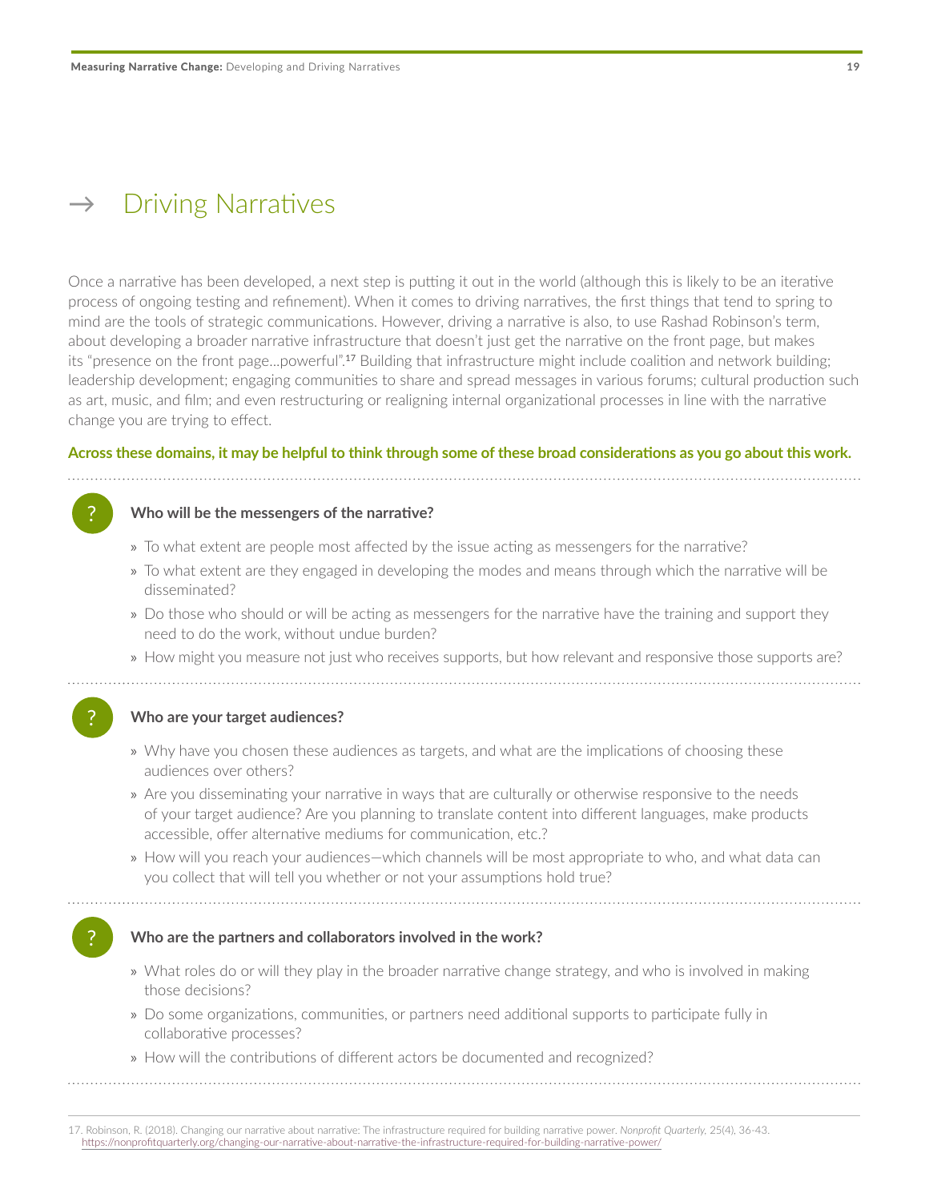## → Driving Narratives

Once a narrative has been developed, a next step is putting it out in the world (although this is likely to be an iterative process of ongoing testing and refinement). When it comes to driving narratives, the first things that tend to spring to mind are the tools of strategic communications. However, driving a narrative is also, to use Rashad Robinson's term, about developing a broader narrative infrastructure that doesn't just get the narrative on the front page, but makes its "presence on the front page…powerful".[17] Building that infrastructure might include coalition and network building; leadership development; engaging communities to share and spread messages in various forums; cultural production such as art, music, and film; and even restructuring or realigning internal organizational processes in line with the narrative change you are trying to effect.

**Across these domains, it may be helpful to think through some of these broad considerations as you go about this work.**

**Who will be the messengers of the narrative?**

- To what extent are people most affected by the issue acting as messengers for the narrative?
- To what extent are they engaged in developing the modes and means through which the narrative will be disseminated?
- Do those who should or will be acting as messengers for the narrative have the training and support they need to do the work, without undue burden?
- How might you measure not just who receives supports, but how relevant and responsive those supports are?

**Who are your target audiences?**

- Why have you chosen these audiences as targets, and what are the implications of choosing these audiences over others?
- Are you disseminating your narrative in ways that are culturally or otherwise responsive to the needs of your target audience? Are you planning to translate content into different languages, make products accessible, offer alternative mediums for communication, etc.?
- How will you reach your audiences—which channels will be most appropriate to who, and what data can you collect that will tell you whether or not your assumptions hold true?

**Who are the partners and collaborators involved in the work?**

- What roles do or will they play in the broader narrative change strategy, and who is involved in making those decisions?
- Do some organizations, communities, or partners need additional supports to participate fully in collaborative processes?
- How will the contributions of different actors be documented and recognized?

17. Robinson, R. (2018). Changing our narrative about narrative: The infrastructure required for building narrative power. *Nonprofit Quarterly*, 25(4), 36-43. https://nonprofitquarterly.org/changing-our-narrative-about-narrative-the-infrastructure-required-for-building-narrative-power/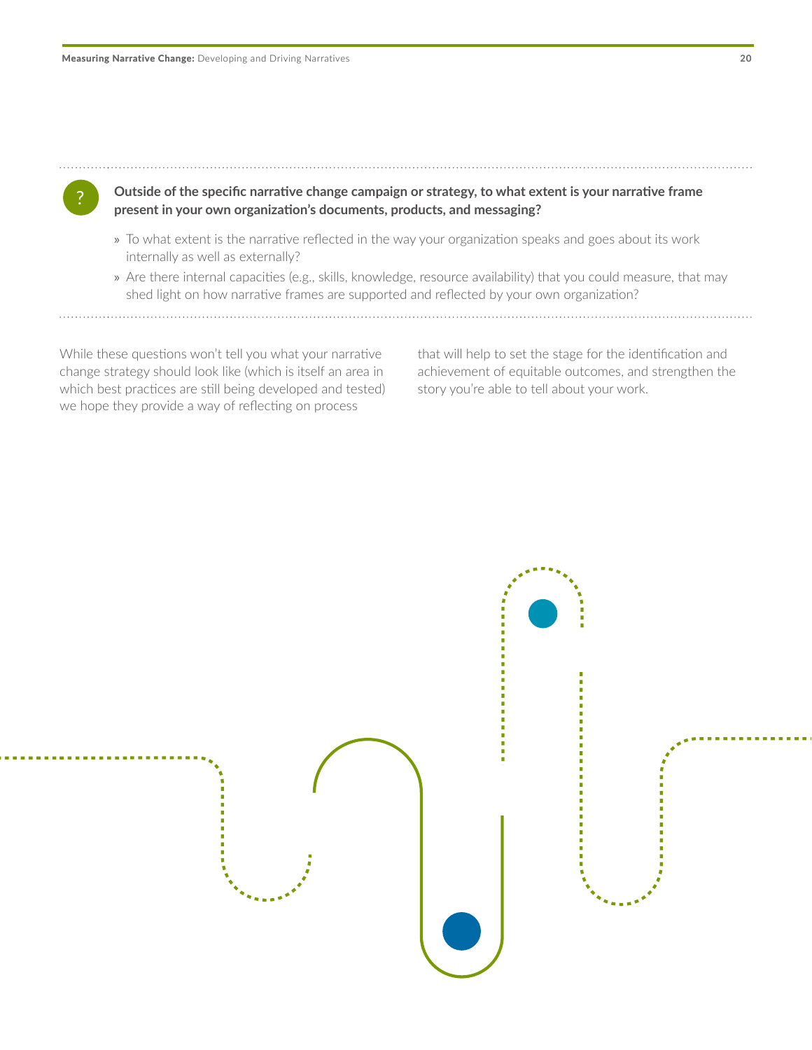**Outside of the specific narrative change campaign or strategy, to what extent is your narrative frame present in your own organization's documents, products, and messaging?**

- To what extent is the narrative reflected in the way your organization speaks and goes about its work internally as well as externally?
- Are there internal capacities (e.g., skills, knowledge, resource availability) that you could measure, that may shed light on how narrative frames are supported and reflected by your own organization?

While these questions won't tell you what your narrative change strategy should look like (which is itself an area in which best practices are still being developed and tested) we hope they provide a way of reflecting on process that will help to set the stage for the identification and achievement of equitable outcomes, and strengthen the story you're able to tell about your work.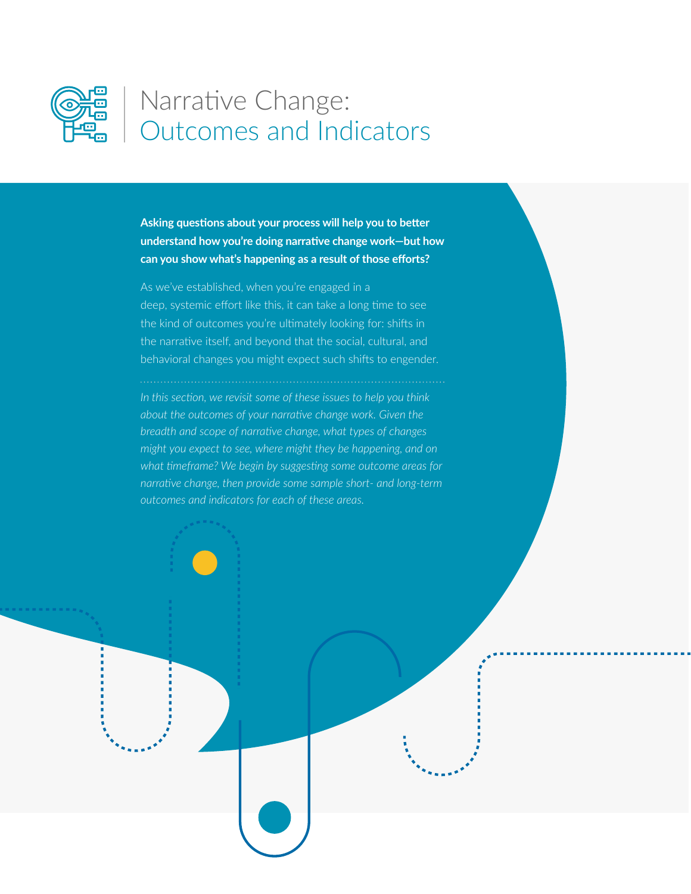# Narrative Change: Outcomes and Indicators

**Asking questions about your process will help you to better understand how you're doing narrative change work—but how can you show what's happening as a result of those efforts?**

As we've established, when you're engaged in a deep, systemic effort like this, it can take a long time to see the kind of outcomes you're ultimately looking for: shifts in the narrative itself, and beyond that the social, cultural, and behavioral changes you might expect such shifts to engender.

*In this section, we revisit some of these issues to help you think about the outcomes of your narrative change work. Given the breadth and scope of narrative change, what types of changes might you expect to see, where might they be happening, and on what timeframe? We begin by suggesting some outcome areas for narrative change, then provide some sample short- and long-term outcomes and indicators for each of these areas.*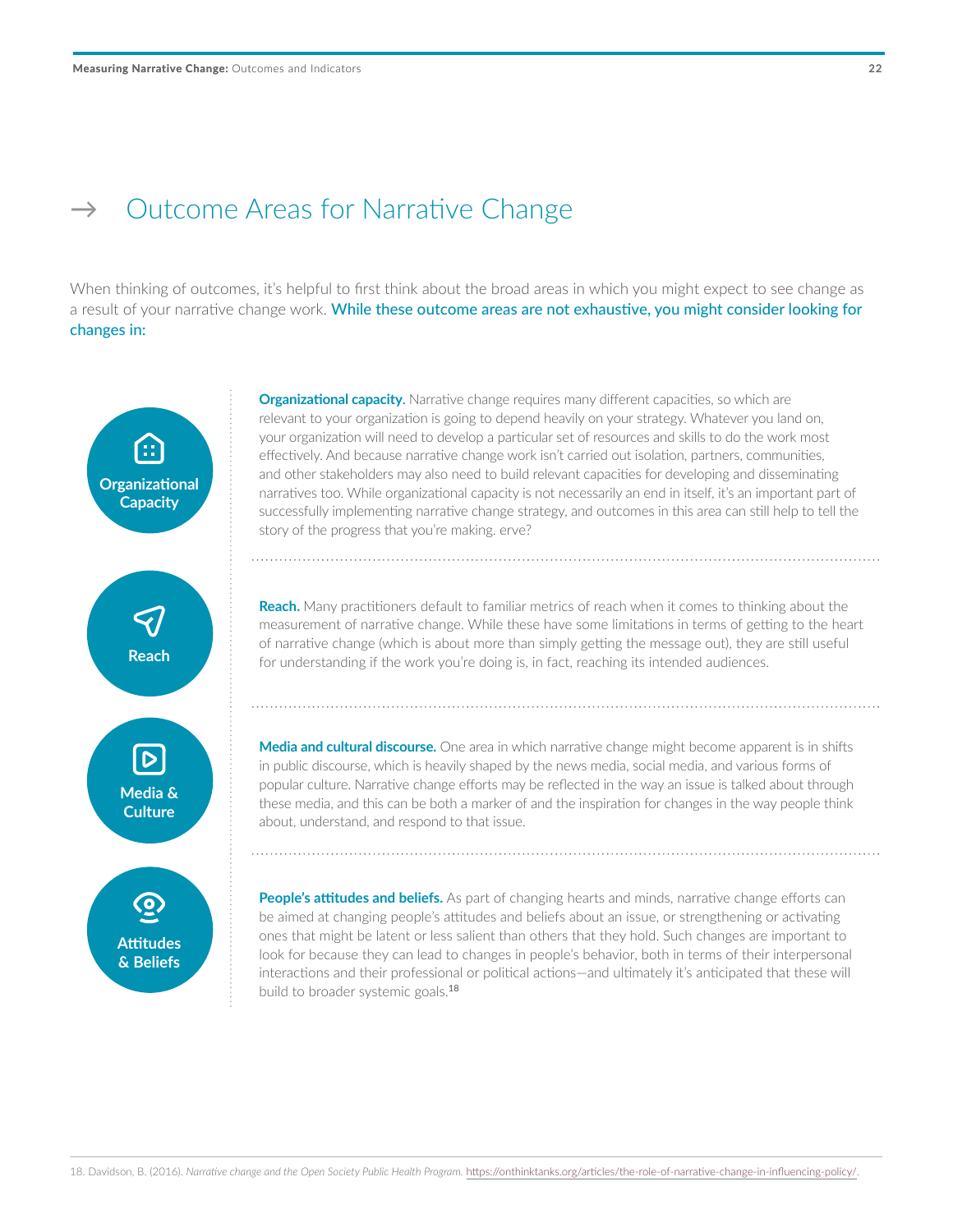# → Outcome Areas for Narrative Change

When thinking of outcomes, it's helpful to first think about the broad areas in which you might expect to see change as a result of your narrative change work. **While these outcome areas are not exhaustive, you might consider looking for changes in:**

**Organizational capacity.** Narrative change requires many different capacities, so which are relevant to your organization is going to depend heavily on your strategy. Whatever you land on, your organization will need to develop a particular set of resources and skills to do the work most effectively. And because narrative change work isn't carried out isolation, partners, communities, and other stakeholders may also need to build relevant capacities for developing and disseminating narratives too. While organizational capacity is not necessarily an end in itself, it's an important part of successfully implementing narrative change strategy, and outcomes in this area can still help to tell the story of the progress that you're making. erve?

**Reach.** Many practitioners default to familiar metrics of reach when it comes to thinking about the measurement of narrative change. While these have some limitations in terms of getting to the heart of narrative change (which is about more than simply getting the message out), they are still useful for understanding if the work you're doing is, in fact, reaching its intended audiences.

**Media and cultural discourse.** One area in which narrative change might become apparent is in shifts in public discourse, which is heavily shaped by the news media, social media, and various forms of popular culture. Narrative change efforts may be reflected in the way an issue is talked about through these media, and this can be both a marker of and the inspiration for changes in the way people think about, understand, and respond to that issue.

**People's attitudes and beliefs.** As part of changing hearts and minds, narrative change efforts can be aimed at changing people's attitudes and beliefs about an issue, or strengthening or activating ones that might be latent or less salient than others that they hold. Such changes are important to look for because they can lead to changes in people's behavior, both in terms of their interpersonal interactions and their professional or political actions—and ultimately it's anticipated that these will build to broader systemic goals.[18]

18. Davidson, B. (2016). *Narrative change and the Open Society Public Health Program.* https://onthinktanks.org/articles/the-role-of-narrative-change-in-influencing-policy/.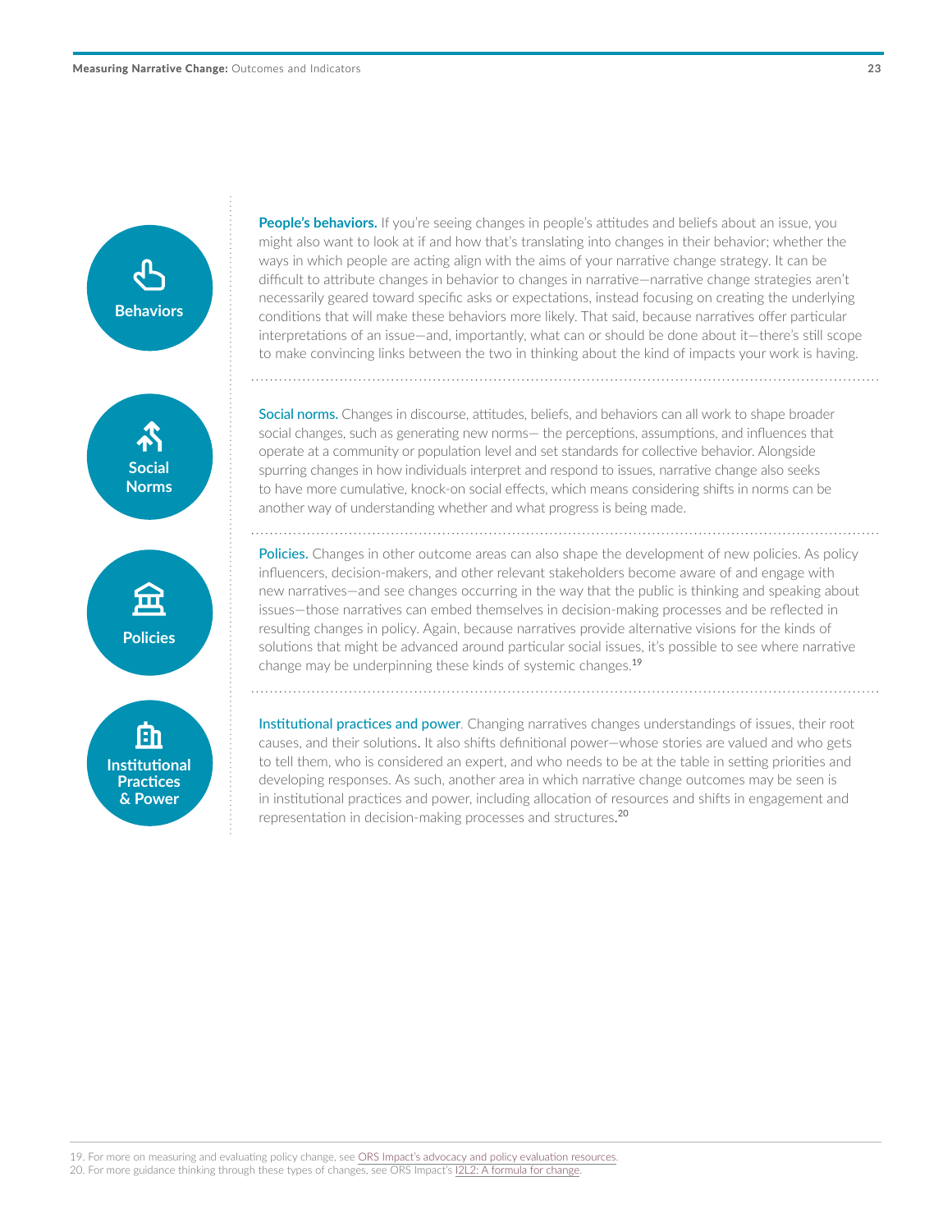**People's behaviors.** If you're seeing changes in people's attitudes and beliefs about an issue, you might also want to look at if and how that's translating into changes in their behavior; whether the ways in which people are acting align with the aims of your narrative change strategy. It can be difficult to attribute changes in behavior to changes in narrative—narrative change strategies aren't necessarily geared toward specific asks or expectations, instead focusing on creating the underlying conditions that will make these behaviors more likely. That said, because narratives offer particular interpretations of an issue—and, importantly, what can or should be done about it—there's still scope to make convincing links between the two in thinking about the kind of impacts your work is having.

**Social norms.** Changes in discourse, attitudes, beliefs, and behaviors can all work to shape broader social changes, such as generating new norms— the perceptions, assumptions, and influences that operate at a community or population level and set standards for collective behavior. Alongside spurring changes in how individuals interpret and respond to issues, narrative change also seeks to have more cumulative, knock-on social effects, which means considering shifts in norms can be another way of understanding whether and what progress is being made.

**Policies.** Changes in other outcome areas can also shape the development of new policies. As policy influencers, decision-makers, and other relevant stakeholders become aware of and engage with new narratives—and see changes occurring in the way that the public is thinking and speaking about issues—those narratives can embed themselves in decision-making processes and be reflected in resulting changes in policy. Again, because narratives provide alternative visions for the kinds of solutions that might be advanced around particular social issues, it's possible to see where narrative change may be underpinning these kinds of systemic changes.[19]

**Institutional practices and power.** Changing narratives changes understandings of issues, their root causes, and their solutions. It also shifts definitional power—whose stories are valued and who gets to tell them, who is considered an expert, and who needs to be at the table in setting priorities and developing responses. As such, another area in which narrative change outcomes may be seen is in institutional practices and power, including allocation of resources and shifts in engagement and representation in decision-making processes and structures.[20]

---

19. For more on measuring and evaluating policy change, see ORS Impact's advocacy and policy evaluation resources.
20. For more guidance thinking through these types of changes, see ORS Impact's I2L2: A formula for change.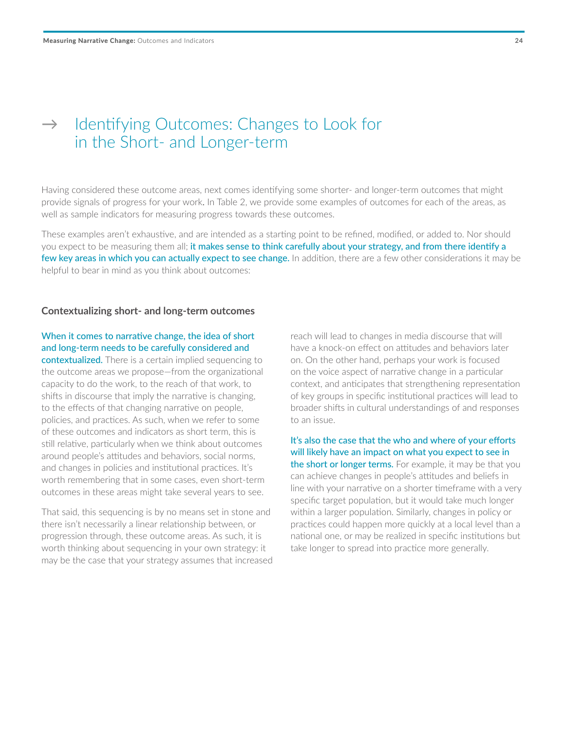## → Identifying Outcomes: Changes to Look for in the Short- and Longer-term

Having considered these outcome areas, next comes identifying some shorter- and longer-term outcomes that might provide signals of progress for your work. In Table 2, we provide some examples of outcomes for each of the areas, as well as sample indicators for measuring progress towards these outcomes.

These examples aren't exhaustive, and are intended as a starting point to be refined, modified, or added to. Nor should you expect to be measuring them all; **it makes sense to think carefully about your strategy, and from there identify a few key areas in which you can actually expect to see change.** In addition, there are a few other considerations it may be helpful to bear in mind as you think about outcomes:

### Contextualizing short- and long-term outcomes

**When it comes to narrative change, the idea of short and long-term needs to be carefully considered and contextualized.** There is a certain implied sequencing to the outcome areas we propose—from the organizational capacity to do the work, to the reach of that work, to shifts in discourse that imply the narrative is changing, to the effects of that changing narrative on people, policies, and practices. As such, when we refer to some of these outcomes and indicators as short term, this is still relative, particularly when we think about outcomes around people's attitudes and behaviors, social norms, and changes in policies and institutional practices. It's worth remembering that in some cases, even short-term outcomes in these areas might take several years to see.

That said, this sequencing is by no means set in stone and there isn't necessarily a linear relationship between, or progression through, these outcome areas. As such, it is worth thinking about sequencing in your own strategy: it may be the case that your strategy assumes that increased reach will lead to changes in media discourse that will have a knock-on effect on attitudes and behaviors later on. On the other hand, perhaps your work is focused on the voice aspect of narrative change in a particular context, and anticipates that strengthening representation of key groups in specific institutional practices will lead to broader shifts in cultural understandings of and responses to an issue.

**It's also the case that the who and where of your efforts will likely have an impact on what you expect to see in the short or longer terms.** For example, it may be that you can achieve changes in people's attitudes and beliefs in line with your narrative on a shorter timeframe with a very specific target population, but it would take much longer within a larger population. Similarly, changes in policy or practices could happen more quickly at a local level than a national one, or may be realized in specific institutions but take longer to spread into practice more generally.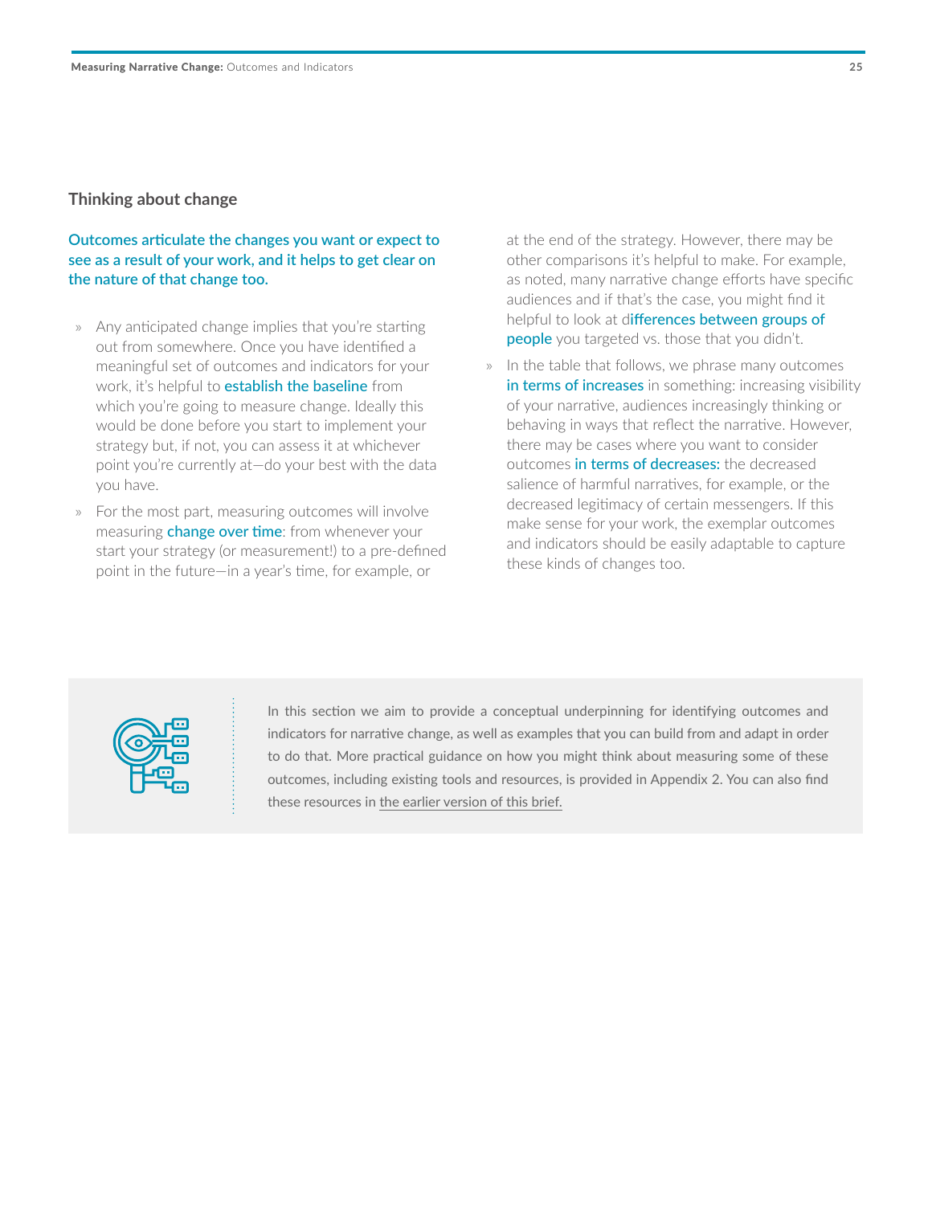### Thinking about change

**Outcomes articulate the changes you want or expect to see as a result of your work, and it helps to get clear on the nature of that change too.**

- Any anticipated change implies that you're starting out from somewhere. Once you have identified a meaningful set of outcomes and indicators for your work, it's helpful to **establish the baseline** from which you're going to measure change. Ideally this would be done before you start to implement your strategy but, if not, you can assess it at whichever point you're currently at—do your best with the data you have.
- For the most part, measuring outcomes will involve measuring **change over time**: from whenever your start your strategy (or measurement!) to a pre-defined point in the future—in a year's time, for example, or at the end of the strategy. However, there may be other comparisons it's helpful to make. For example, as noted, many narrative change efforts have specific audiences and if that's the case, you might find it helpful to look at d**ifferences between groups of people** you targeted vs. those that you didn't.
- In the table that follows, we phrase many outcomes **in terms of increases** in something: increasing visibility of your narrative, audiences increasingly thinking or behaving in ways that reflect the narrative. However, there may be cases where you want to consider outcomes **in terms of decreases:** the decreased salience of harmful narratives, for example, or the decreased legitimacy of certain messengers. If this make sense for your work, the exemplar outcomes and indicators should be easily adaptable to capture these kinds of changes too.

In this section we aim to provide a conceptual underpinning for identifying outcomes and indicators for narrative change, as well as examples that you can build from and adapt in order to do that. More practical guidance on how you might think about measuring some of these outcomes, including existing tools and resources, is provided in Appendix 2. You can also find these resources in the earlier version of this brief.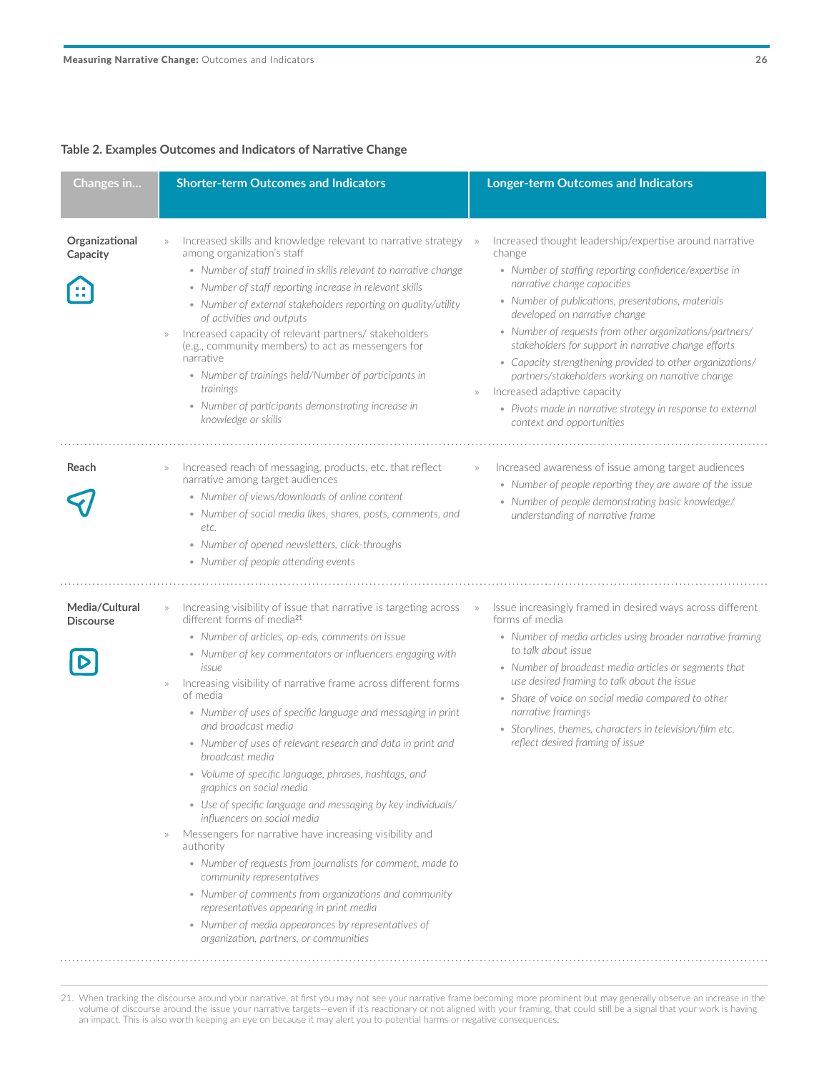**Table 2. Examples Outcomes and Indicators of Narrative Change**

| Changes in... | Shorter-term Outcomes and Indicators | Longer-term Outcomes and Indicators |
|---|---|---|
| **Organizational Capacity** | » Increased skills and knowledge relevant to narrative strategy among organization's staff<br>• *Number of staff trained in skills relevant to narrative change*<br>• *Number of staff reporting increase in relevant skills*<br>• *Number of external stakeholders reporting on quality/utility of activities and outputs*<br>» Increased capacity of relevant partners/ stakeholders (e.g., community members) to act as messengers for narrative<br>• *Number of trainings held/Number of participants in trainings*<br>• *Number of participants demonstrating increase in knowledge or skills* | » Increased thought leadership/expertise around narrative change<br>• *Number of staffing reporting confidence/expertise in narrative change capacities*<br>• *Number of publications, presentations, materials developed on narrative change*<br>• *Number of requests from other organizations/partners/ stakeholders for support in narrative change efforts*<br>• *Capacity strengthening provided to other organizations/ partners/stakeholders working on narrative change*<br>» Increased adaptive capacity<br>• *Pivots made in narrative strategy in response to external context and opportunities* |
| **Reach** | » Increased reach of messaging, products, etc. that reflect narrative among target audiences<br>• *Number of views/downloads of online content*<br>• *Number of social media likes, shares, posts, comments, and etc.*<br>• *Number of opened newsletters, click-throughs*<br>• *Number of people attending events* | » Increased awareness of issue among target audiences<br>• *Number of people reporting they are aware of the issue*<br>• *Number of people demonstrating basic knowledge/ understanding of narrative frame* |
| **Media/Cultural Discourse** | » Increasing visibility of issue that narrative is targeting across different forms of media[21]<br>• *Number of articles, op-eds, comments on issue*<br>• *Number of key commentators or influencers engaging with issue*<br>» Increasing visibility of narrative frame across different forms of media<br>• *Number of uses of specific language and messaging in print and broadcast media*<br>• *Number of uses of relevant research and data in print and broadcast media*<br>• *Volume of specific language, phrases, hashtags, and graphics on social media*<br>• *Use of specific language and messaging by key individuals/ influencers on social media*<br>» Messengers for narrative have increasing visibility and authority<br>• *Number of requests from journalists for comment, made to community representatives*<br>• *Number of comments from organizations and community representatives appearing in print media*<br>• *Number of media appearances by representatives of organization, partners, or communities* | » Issue increasingly framed in desired ways across different forms of media<br>• *Number of media articles using broader narrative framing to talk about issue*<br>• *Number of broadcast media articles or segments that use desired framing to talk about the issue*<br>• *Share of voice on social media compared to other narrative framings*<br>• *Storylines, themes, characters in television/film etc. reflect desired framing of issue* |

21. When tracking the discourse around your narrative, at first you may not see your narrative frame becoming more prominent but may generally observe an increase in the volume of discourse around the issue your narrative targets—even if it's reactionary or not aligned with your framing, that could still be a signal that your work is having an impact. This is also worth keeping an eye on because it may alert you to potential harms or negative consequences.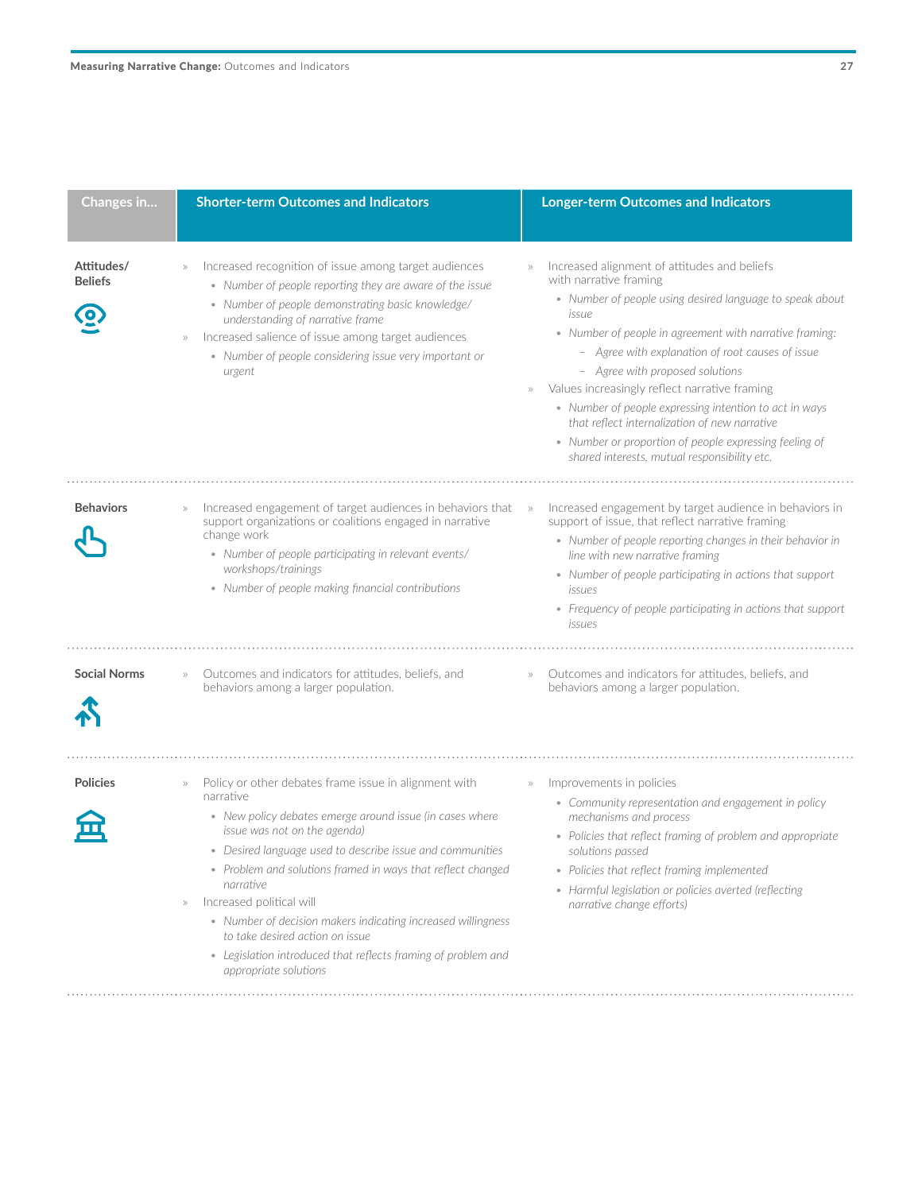| Changes in… | Shorter-term Outcomes and Indicators | Longer-term Outcomes and Indicators |
|---|---|---|
| **Attitudes/ Beliefs** | » Increased recognition of issue among target audiences<br>• *Number of people reporting they are aware of the issue*<br>• *Number of people demonstrating basic knowledge/ understanding of narrative frame*<br>» Increased salience of issue among target audiences<br>• *Number of people considering issue very important or urgent* | » Increased alignment of attitudes and beliefs with narrative framing<br>• *Number of people using desired language to speak about issue*<br>• *Number of people in agreement with narrative framing:*<br>  – *Agree with explanation of root causes of issue*<br>  – *Agree with proposed solutions*<br>» Values increasingly reflect narrative framing<br>• *Number of people expressing intention to act in ways that reflect internalization of new narrative*<br>• *Number or proportion of people expressing feeling of shared interests, mutual responsibility etc.* |
| **Behaviors** | » Increased engagement of target audiences in behaviors that support organizations or coalitions engaged in narrative change work<br>• *Number of people participating in relevant events/ workshops/trainings*<br>• *Number of people making financial contributions* | » Increased engagement by target audience in behaviors in support of issue, that reflect narrative framing<br>• *Number of people reporting changes in their behavior in line with new narrative framing*<br>• *Number of people participating in actions that support issues*<br>• *Frequency of people participating in actions that support issues* |
| **Social Norms** | » Outcomes and indicators for attitudes, beliefs, and behaviors among a larger population. | » Outcomes and indicators for attitudes, beliefs, and behaviors among a larger population. |
| **Policies** | » Policy or other debates frame issue in alignment with narrative<br>• *New policy debates emerge around issue (in cases where issue was not on the agenda)*<br>• *Desired language used to describe issue and communities*<br>• *Problem and solutions framed in ways that reflect changed narrative*<br>» Increased political will<br>• *Number of decision makers indicating increased willingness to take desired action on issue*<br>• *Legislation introduced that reflects framing of problem and appropriate solutions* | » Improvements in policies<br>• *Community representation and engagement in policy mechanisms and process*<br>• *Policies that reflect framing of problem and appropriate solutions passed*<br>• *Policies that reflect framing implemented*<br>• *Harmful legislation or policies averted (reflecting narrative change efforts)* |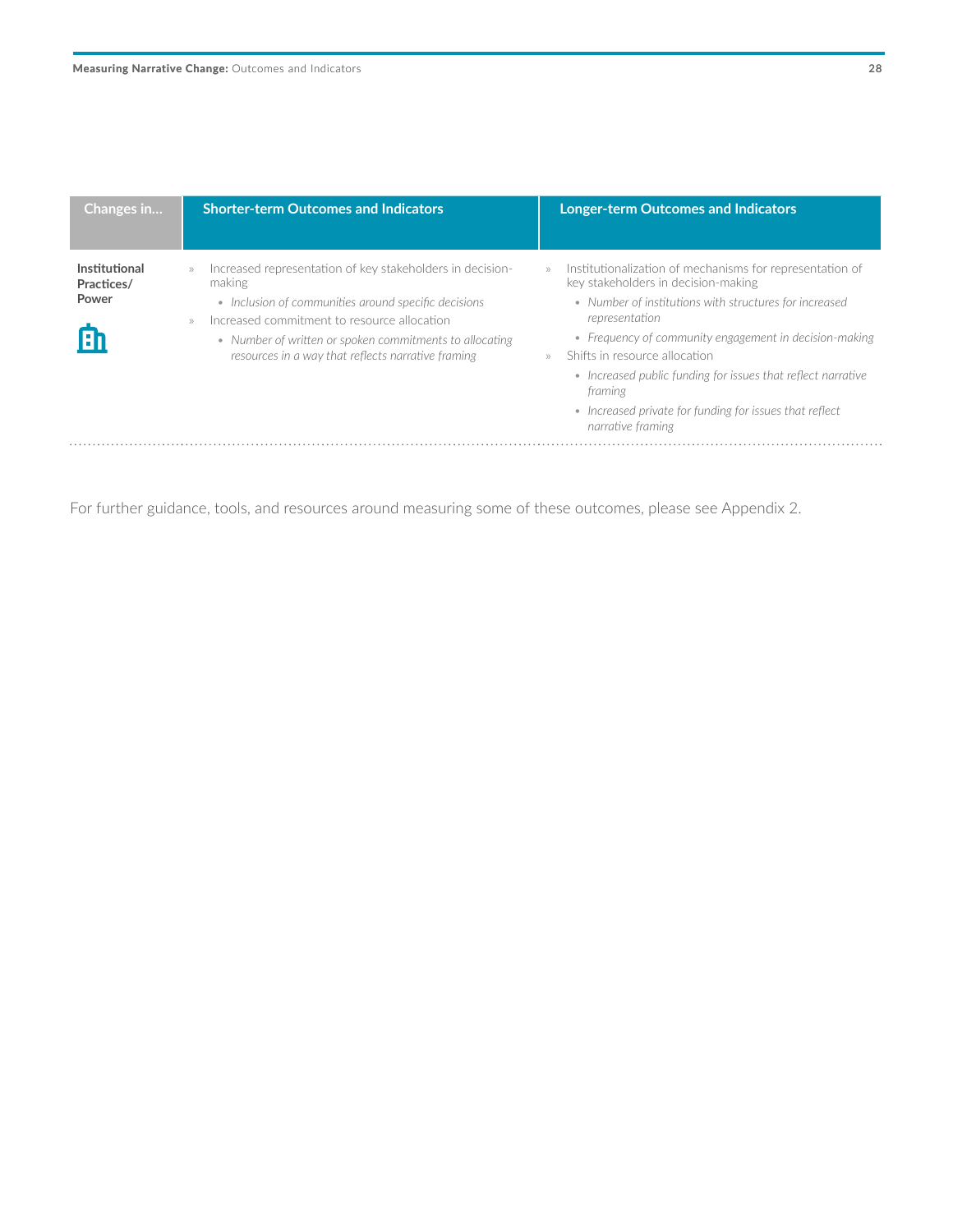| Changes in... | Shorter-term Outcomes and Indicators | Longer-term Outcomes and Indicators |
|---|---|---|
| **Institutional Practices/ Power** | » Increased representation of key stakeholders in decision-making<br>• *Inclusion of communities around specific decisions*<br>» Increased commitment to resource allocation<br>• *Number of written or spoken commitments to allocating resources in a way that reflects narrative framing* | » Institutionalization of mechanisms for representation of key stakeholders in decision-making<br>• *Number of institutions with structures for increased representation*<br>• *Frequency of community engagement in decision-making*<br>» Shifts in resource allocation<br>• *Increased public funding for issues that reflect narrative framing*<br>• *Increased private for funding for issues that reflect narrative framing* |

For further guidance, tools, and resources around measuring some of these outcomes, please see Appendix 2.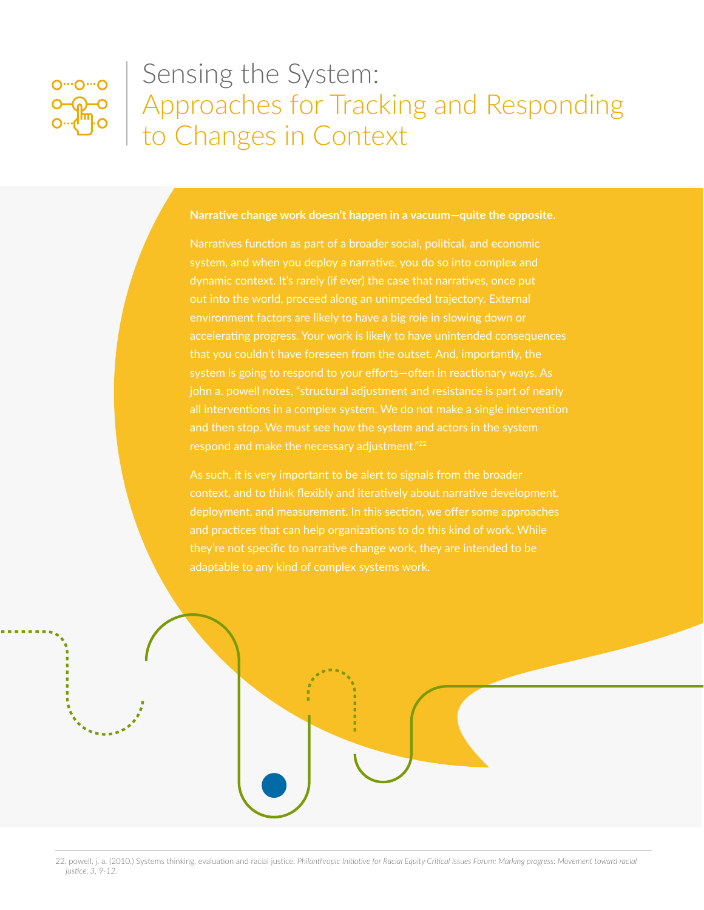# Sensing the System: Approaches for Tracking and Responding to Changes in Context

**Narrative change work doesn't happen in a vacuum—quite the opposite.**

Narratives function as part of a broader social, political, and economic system, and when you deploy a narrative, you do so into complex and dynamic context. It's rarely (if ever) the case that narratives, once put out into the world, proceed along an unimpeded trajectory. External environment factors are likely to have a big role in slowing down or accelerating progress. Your work is likely to have unintended consequences that you couldn't have foreseen from the outset. And, importantly, the system is going to respond to your efforts—often in reactionary ways. As john a. powell notes, "structural adjustment and resistance is part of nearly all interventions in a complex system. We do not make a single intervention and then stop. We must see how the system and actors in the system respond and make the necessary adjustment."[22]

As such, it is very important to be alert to signals from the broader context, and to think flexibly and iteratively about narrative development, deployment, and measurement. In this section, we offer some approaches and practices that can help organizations to do this kind of work. While they're not specific to narrative change work, they are intended to be adaptable to any kind of complex systems work.

22. powell, j. a. (2010.) Systems thinking, evaluation and racial justice. *Philanthropic Initiative for Racial Equity Critical Issues Forum: Marking progress: Movement toward racial justice, 3, 9-12.*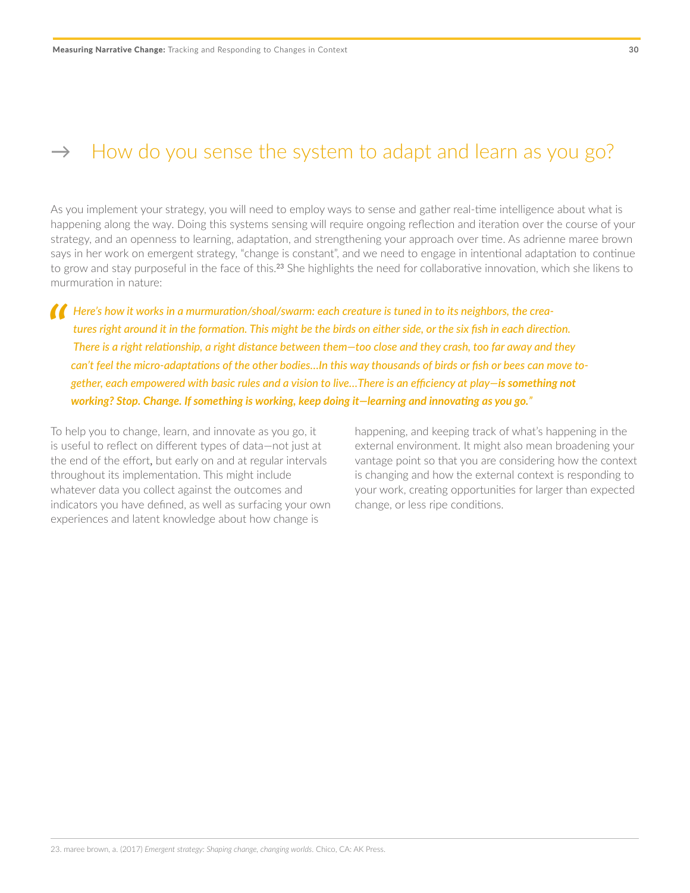## → How do you sense the system to adapt and learn as you go?

As you implement your strategy, you will need to employ ways to sense and gather real-time intelligence about what is happening along the way. Doing this systems sensing will require ongoing reflection and iteration over the course of your strategy, and an openness to learning, adaptation, and strengthening your approach over time. As adrienne maree brown says in her work on emergent strategy, "change is constant", and we need to engage in intentional adaptation to continue to grow and stay purposeful in the face of this.[23] She highlights the need for collaborative innovation, which she likens to murmuration in nature:

> *"Here's how it works in a murmuration/shoal/swarm: each creature is tuned in to its neighbors, the creatures right around it in the formation. This might be the birds on either side, or the six fish in each direction. There is a right relationship, a right distance between them—too close and they crash, too far away and they can't feel the micro-adaptations of the other bodies…In this way thousands of birds or fish or bees can move together, each empowered with basic rules and a vision to live…There is an efficiency at play—**is something not working? Stop. Change. If something is working, keep doing it—learning and innovating as you go.**"*

To help you to change, learn, and innovate as you go, it is useful to reflect on different types of data—not just at the end of the effort**,** but early on and at regular intervals throughout its implementation. This might include whatever data you collect against the outcomes and indicators you have defined, as well as surfacing your own experiences and latent knowledge about how change is happening, and keeping track of what's happening in the external environment. It might also mean broadening your vantage point so that you are considering how the context is changing and how the external context is responding to your work, creating opportunities for larger than expected change, or less ripe conditions.

---

23. maree brown, a. (2017) *Emergent strategy: Shaping change, changing worlds*. Chico, CA: AK Press.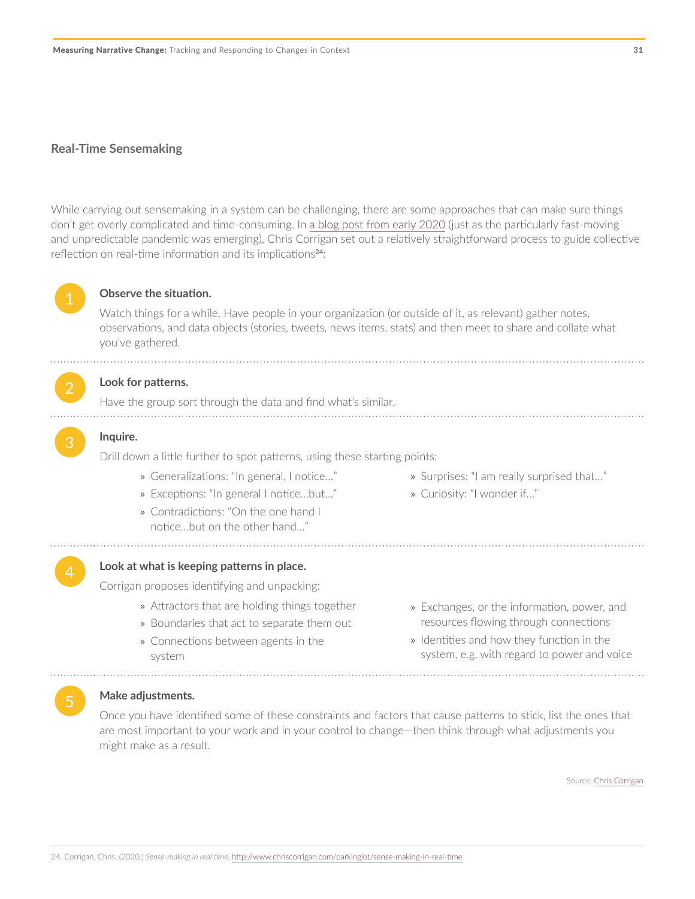## Real-Time Sensemaking

While carrying out sensemaking in a system can be challenging, there are some approaches that can make sure things don't get overly complicated and time-consuming. In a blog post from early 2020 (just as the particularly fast-moving and unpredictable pandemic was emerging), Chris Corrigan set out a relatively straightforward process to guide collective reflection on real-time information and its implications[24]:

1. **Observe the situation.**

   Watch things for a while. Have people in your organization (or outside of it, as relevant) gather notes, observations, and data objects (stories, tweets, news items, stats) and then meet to share and collate what you've gathered.

2. **Look for patterns.**

   Have the group sort through the data and find what's similar.

3. **Inquire.**

   Drill down a little further to spot patterns, using these starting points:

   - Generalizations: "In general, I notice…"
   - Exceptions: "In general I notice…but…"
   - Contradictions: "On the one hand I notice…but on the other hand…"
   - Surprises: "I am really surprised that…"
   - Curiosity: "I wonder if…"

4. **Look at what is keeping patterns in place.**

   Corrigan proposes identifying and unpacking:

   - Attractors that are holding things together
   - Boundaries that act to separate them out
   - Connections between agents in the system
   - Exchanges, or the information, power, and resources flowing through connections
   - Identities and how they function in the system, e.g. with regard to power and voice

5. **Make adjustments.**

   Once you have identified some of these constraints and factors that cause patterns to stick, list the ones that are most important to your work and in your control to change—then think through what adjustments you might make as a result.

Source: Chris Corrigan

24. Corrigan, Chris. (2020.) *Sense-making in real time.* http://www.chriscorrigan.com/parkinglot/sense-making-in-real-time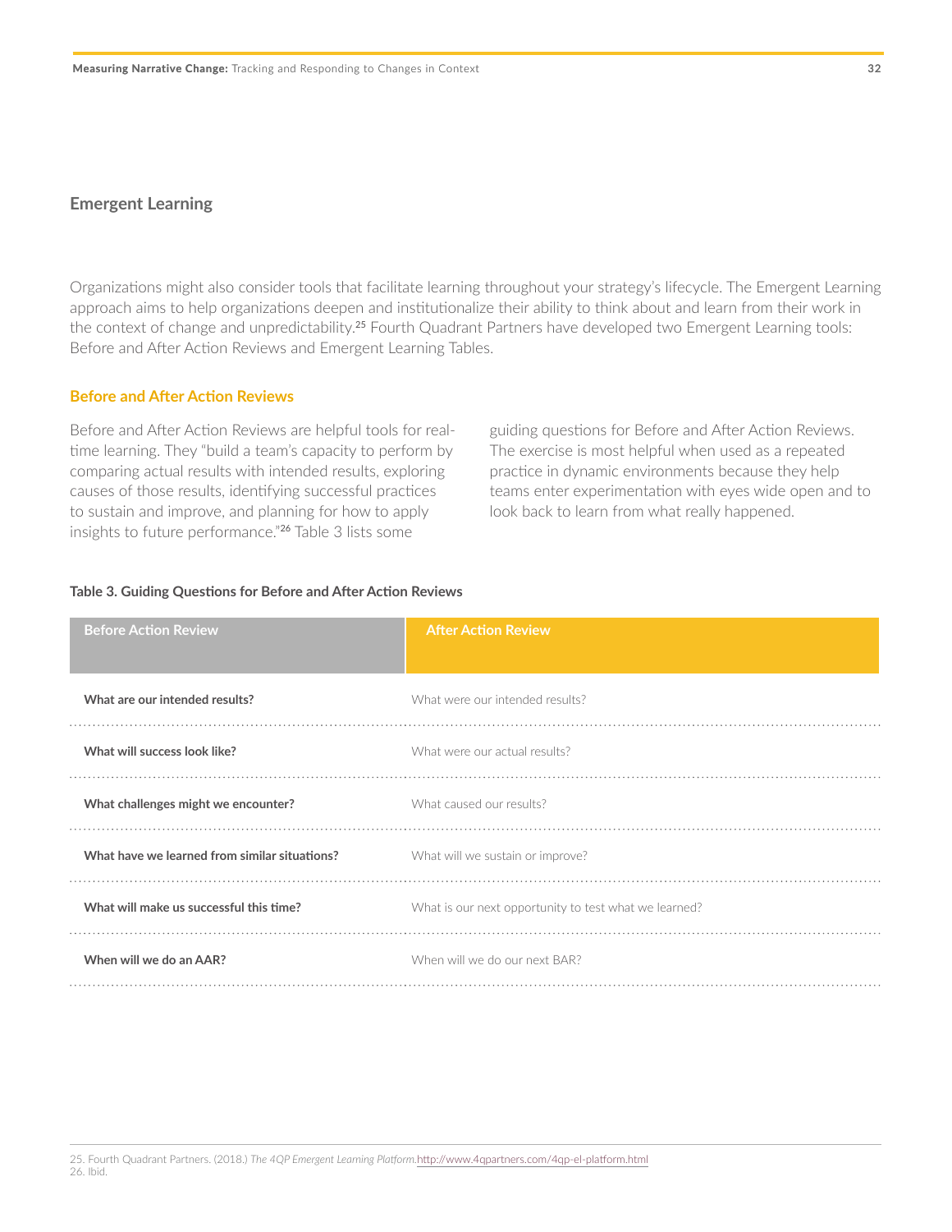## Emergent Learning

Organizations might also consider tools that facilitate learning throughout your strategy's lifecycle. The Emergent Learning approach aims to help organizations deepen and institutionalize their ability to think about and learn from their work in the context of change and unpredictability.[25] Fourth Quadrant Partners have developed two Emergent Learning tools: Before and After Action Reviews and Emergent Learning Tables.

### Before and After Action Reviews

Before and After Action Reviews are helpful tools for real-time learning. They "build a team's capacity to perform by comparing actual results with intended results, exploring causes of those results, identifying successful practices to sustain and improve, and planning for how to apply insights to future performance."[26] Table 3 lists some guiding questions for Before and After Action Reviews. The exercise is most helpful when used as a repeated practice in dynamic environments because they help teams enter experimentation with eyes wide open and to look back to learn from what really happened.

**Table 3. Guiding Questions for Before and After Action Reviews**

| Before Action Review | After Action Review |
|---|---|
| **What are our intended results?** | What were our intended results? |
| **What will success look like?** | What were our actual results? |
| **What challenges might we encounter?** | What caused our results? |
| **What have we learned from similar situations?** | What will we sustain or improve? |
| **What will make us successful this time?** | What is our next opportunity to test what we learned? |
| **When will we do an AAR?** | When will we do our next BAR? |

25. Fourth Quadrant Partners. (2018.) *The 4QP Emergent Learning Platform.* http://www.4qpartners.com/4qp-el-platform.html
26. Ibid.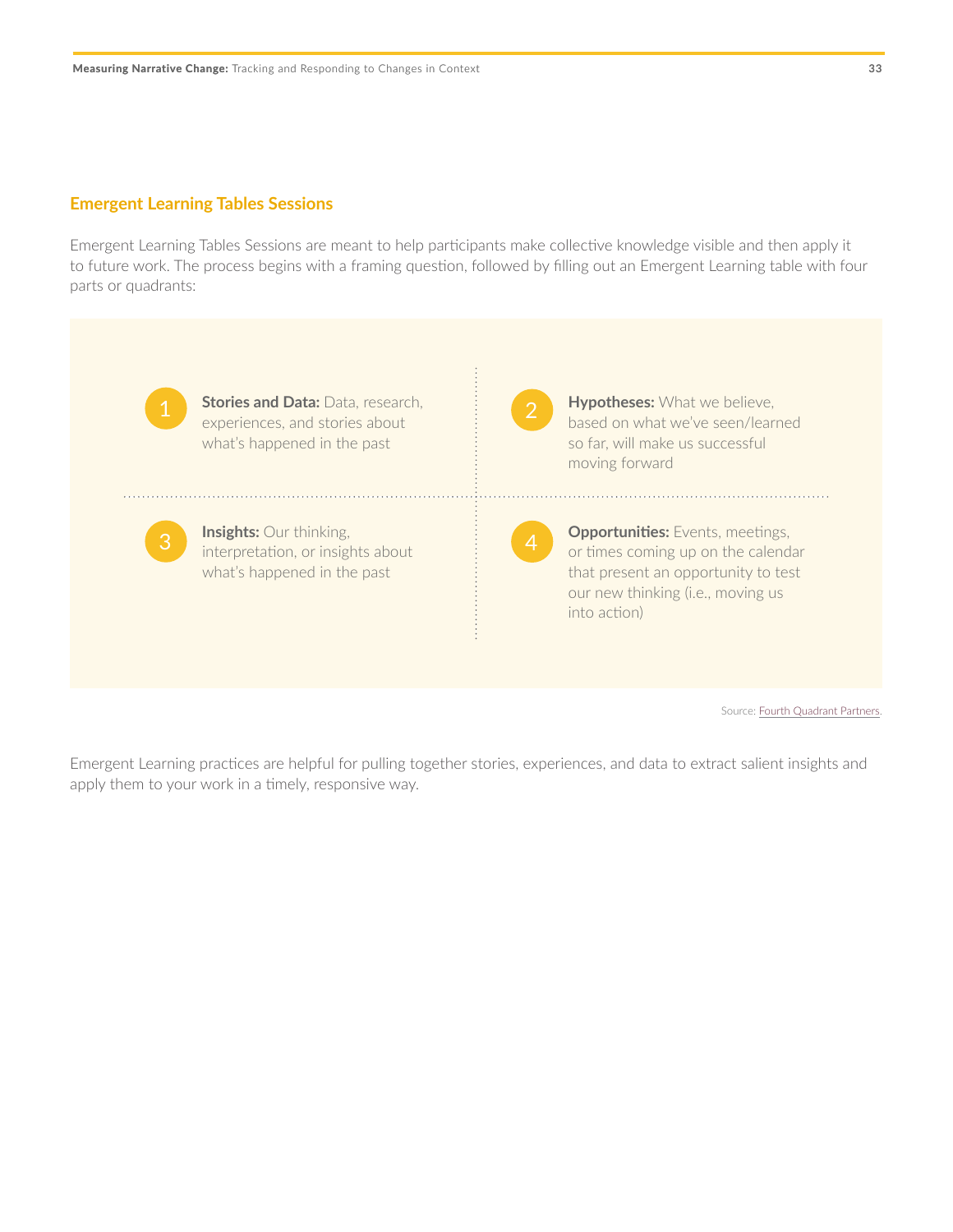## Emergent Learning Tables Sessions

Emergent Learning Tables Sessions are meant to help participants make collective knowledge visible and then apply it to future work. The process begins with a framing question, followed by filling out an Emergent Learning table with four parts or quadrants:

| | |
|---|---|
| **1 Stories and Data:** Data, research, experiences, and stories about what's happened in the past | **2 Hypotheses:** What we believe, based on what we've seen/learned so far, will make us successful moving forward |
| **3 Insights:** Our thinking, interpretation, or insights about what's happened in the past | **4 Opportunities:** Events, meetings, or times coming up on the calendar that present an opportunity to test our new thinking (i.e., moving us into action) |

Source: Fourth Quadrant Partners.

Emergent Learning practices are helpful for pulling together stories, experiences, and data to extract salient insights and apply them to your work in a timely, responsive way.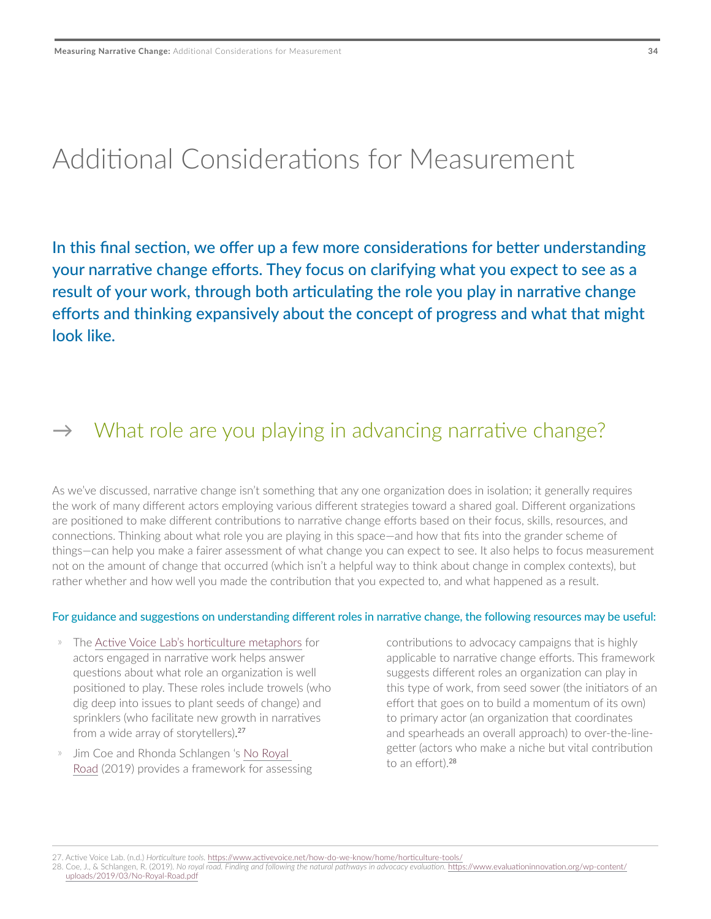# Additional Considerations for Measurement

**In this final section, we offer up a few more considerations for better understanding your narrative change efforts. They focus on clarifying what you expect to see as a result of your work, through both articulating the role you play in narrative change efforts and thinking expansively about the concept of progress and what that might look like.**

## → What role are you playing in advancing narrative change?

As we've discussed, narrative change isn't something that any one organization does in isolation; it generally requires the work of many different actors employing various different strategies toward a shared goal. Different organizations are positioned to make different contributions to narrative change efforts based on their focus, skills, resources, and connections. Thinking about what role you are playing in this space—and how that fits into the grander scheme of things—can help you make a fairer assessment of what change you can expect to see. It also helps to focus measurement not on the amount of change that occurred (which isn't a helpful way to think about change in complex contexts), but rather whether and how well you made the contribution that you expected to, and what happened as a result.

**For guidance and suggestions on understanding different roles in narrative change, the following resources may be useful:**

- The Active Voice Lab's horticulture metaphors for actors engaged in narrative work helps answer questions about what role an organization is well positioned to play. These roles include trowels (who dig deep into issues to plant seeds of change) and sprinklers (who facilitate new growth in narratives from a wide array of storytellers).[27]
- Jim Coe and Rhonda Schlangen 's No Royal Road (2019) provides a framework for assessing contributions to advocacy campaigns that is highly applicable to narrative change efforts. This framework suggests different roles an organization can play in this type of work, from seed sower (the initiators of an effort that goes on to build a momentum of its own) to primary actor (an organization that coordinates and spearheads an overall approach) to over-the-line-getter (actors who make a niche but vital contribution to an effort).[28]

27. Active Voice Lab. (n.d.) *Horticulture tools.* https://www.activevoice.net/how-do-we-know/home/horticulture-tools/
28. Coe, J., & Schlangen, R. (2019). *No royal road. Finding and following the natural pathways in advocacy evaluation.* https://www.evaluationinnovation.org/wp-content/uploads/2019/03/No-Royal-Road.pdf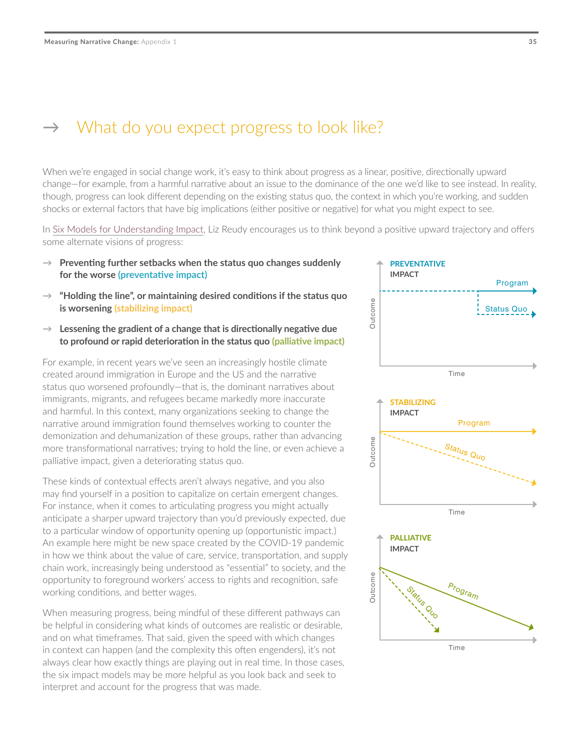## → What do you expect progress to look like?

When we're engaged in social change work, it's easy to think about progress as a linear, positive, directionally upward change—for example, from a harmful narrative about an issue to the dominance of the one we'd like to see instead. In reality, though, progress can look different depending on the existing status quo, the context in which you're working, and sudden shocks or external factors that have big implications (either positive or negative) for what you might expect to see.

In Six Models for Understanding Impact, Liz Reudy encourages us to think beyond a positive upward trajectory and offers some alternate visions of progress:

- → **Preventing further setbacks when the status quo changes suddenly for the worse (preventative impact)**
- → **"Holding the line", or maintaining desired conditions if the status quo is worsening (stabilizing impact)**
- → **Lessening the gradient of a change that is directionally negative due to profound or rapid deterioration in the status quo (palliative impact)**

For example, in recent years we've seen an increasingly hostile climate created around immigration in Europe and the US and the narrative status quo worsened profoundly—that is, the dominant narratives about immigrants, migrants, and refugees became markedly more inaccurate and harmful. In this context, many organizations seeking to change the narrative around immigration found themselves working to counter the demonization and dehumanization of these groups, rather than advancing more transformational narratives; trying to hold the line, or even achieve a palliative impact, given a deteriorating status quo.

These kinds of contextual effects aren't always negative, and you also may find yourself in a position to capitalize on certain emergent changes. For instance, when it comes to articulating progress you might actually anticipate a sharper upward trajectory than you'd previously expected, due to a particular window of opportunity opening up (opportunistic impact.) An example here might be new space created by the COVID-19 pandemic in how we think about the value of care, service, transportation, and supply chain work, increasingly being understood as "essential" to society, and the opportunity to foreground workers' access to rights and recognition, safe working conditions, and better wages.

When measuring progress, being mindful of these different pathways can be helpful in considering what kinds of outcomes are realistic or desirable, and on what timeframes. That said, given the speed with which changes in context can happen (and the complexity this often engenders), it's not always clear how exactly things are playing out in real time. In those cases, the six impact models may be more helpful as you look back and seek to interpret and account for the progress that was made.

**PREVENTATIVE IMPACT**

Outcome / Time — Program; Status Quo

**STABILIZING IMPACT**

Outcome / Time — Program; Status Quo

**PALLIATIVE IMPACT**

Outcome / Time — Program; Status Quo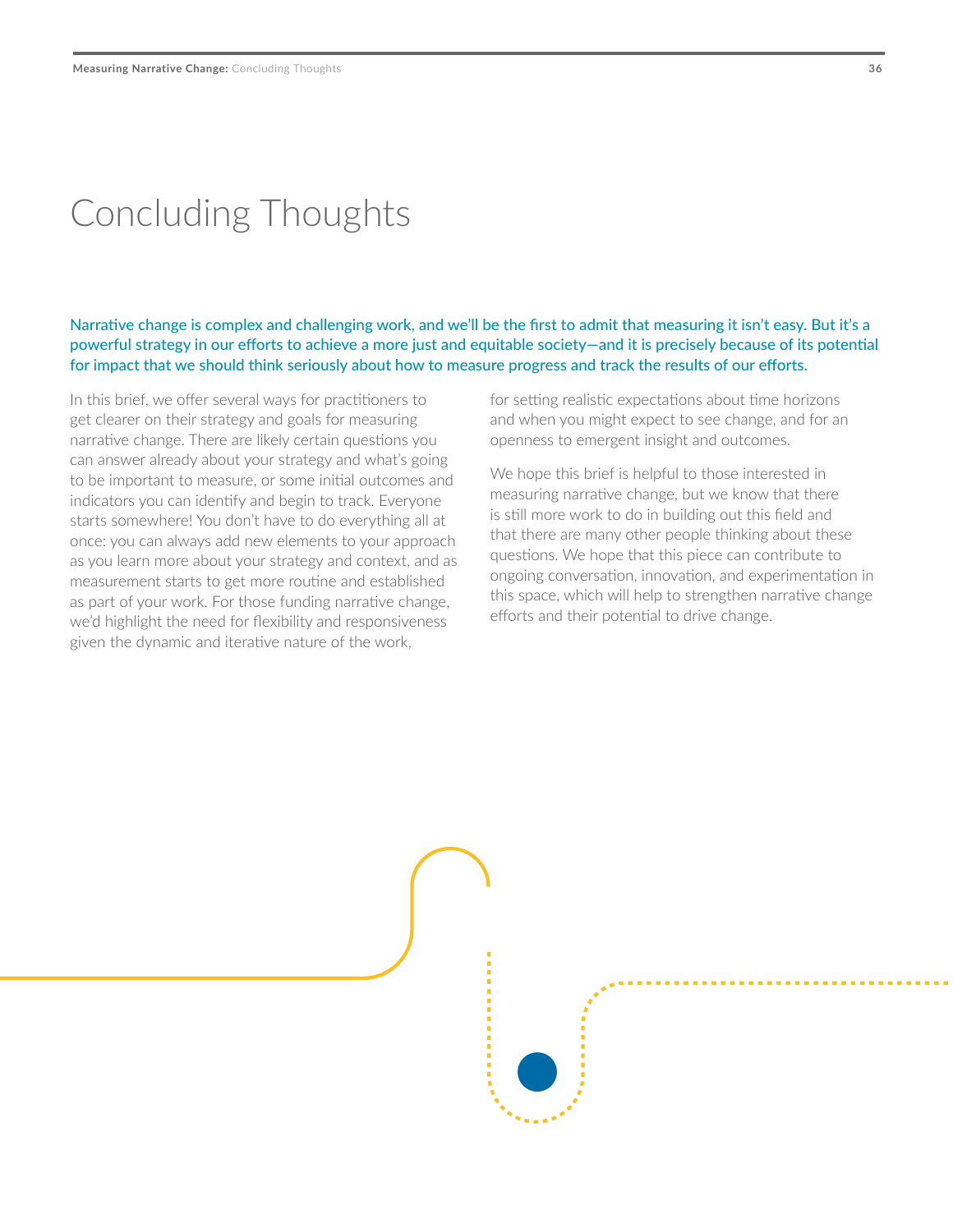# Concluding Thoughts

Narrative change is complex and challenging work, and we'll be the first to admit that measuring it isn't easy. But it's a powerful strategy in our efforts to achieve a more just and equitable society—and it is precisely because of its potential for impact that we should think seriously about how to measure progress and track the results of our efforts.

In this brief, we offer several ways for practitioners to get clearer on their strategy and goals for measuring narrative change. There are likely certain questions you can answer already about your strategy and what's going to be important to measure, or some initial outcomes and indicators you can identify and begin to track. Everyone starts somewhere! You don't have to do everything all at once: you can always add new elements to your approach as you learn more about your strategy and context, and as measurement starts to get more routine and established as part of your work. For those funding narrative change, we'd highlight the need for flexibility and responsiveness given the dynamic and iterative nature of the work, for setting realistic expectations about time horizons and when you might expect to see change, and for an openness to emergent insight and outcomes.

We hope this brief is helpful to those interested in measuring narrative change, but we know that there is still more work to do in building out this field and that there are many other people thinking about these questions. We hope that this piece can contribute to ongoing conversation, innovation, and experimentation in this space, which will help to strengthen narrative change efforts and their potential to drive change.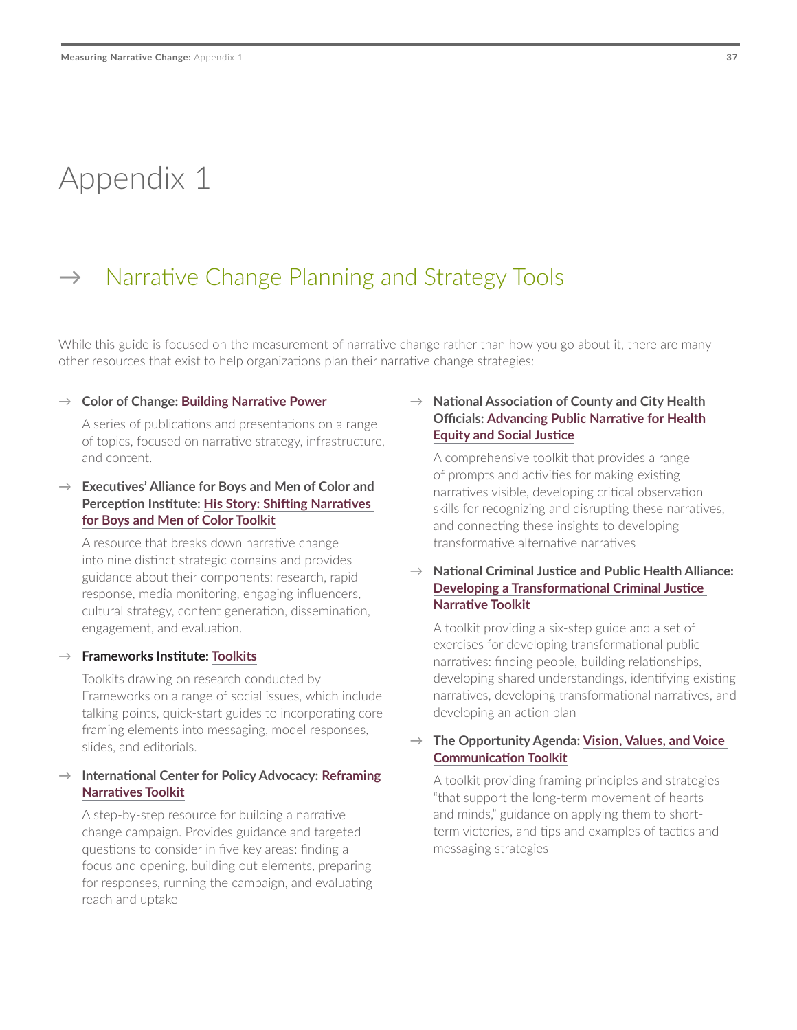# Appendix 1

## → Narrative Change Planning and Strategy Tools

While this guide is focused on the measurement of narrative change rather than how you go about it, there are many other resources that exist to help organizations plan their narrative change strategies:

- **Color of Change: Building Narrative Power**

  A series of publications and presentations on a range of topics, focused on narrative strategy, infrastructure, and content.

- **Executives' Alliance for Boys and Men of Color and Perception Institute: His Story: Shifting Narratives for Boys and Men of Color Toolkit**

  A resource that breaks down narrative change into nine distinct strategic domains and provides guidance about their components: research, rapid response, media monitoring, engaging influencers, cultural strategy, content generation, dissemination, engagement, and evaluation.

- **Frameworks Institute: Toolkits**

  Toolkits drawing on research conducted by Frameworks on a range of social issues, which include talking points, quick-start guides to incorporating core framing elements into messaging, model responses, slides, and editorials.

- **International Center for Policy Advocacy: Reframing Narratives Toolkit**

  A step-by-step resource for building a narrative change campaign. Provides guidance and targeted questions to consider in five key areas: finding a focus and opening, building out elements, preparing for responses, running the campaign, and evaluating reach and uptake

- **National Association of County and City Health Officials: Advancing Public Narrative for Health Equity and Social Justice**

  A comprehensive toolkit that provides a range of prompts and activities for making existing narratives visible, developing critical observation skills for recognizing and disrupting these narratives, and connecting these insights to developing transformative alternative narratives

- **National Criminal Justice and Public Health Alliance: Developing a Transformational Criminal Justice Narrative Toolkit**

  A toolkit providing a six-step guide and a set of exercises for developing transformational public narratives: finding people, building relationships, developing shared understandings, identifying existing narratives, developing transformational narratives, and developing an action plan

- **The Opportunity Agenda: Vision, Values, and Voice Communication Toolkit**

  A toolkit providing framing principles and strategies "that support the long-term movement of hearts and minds," guidance on applying them to short-term victories, and tips and examples of tactics and messaging strategies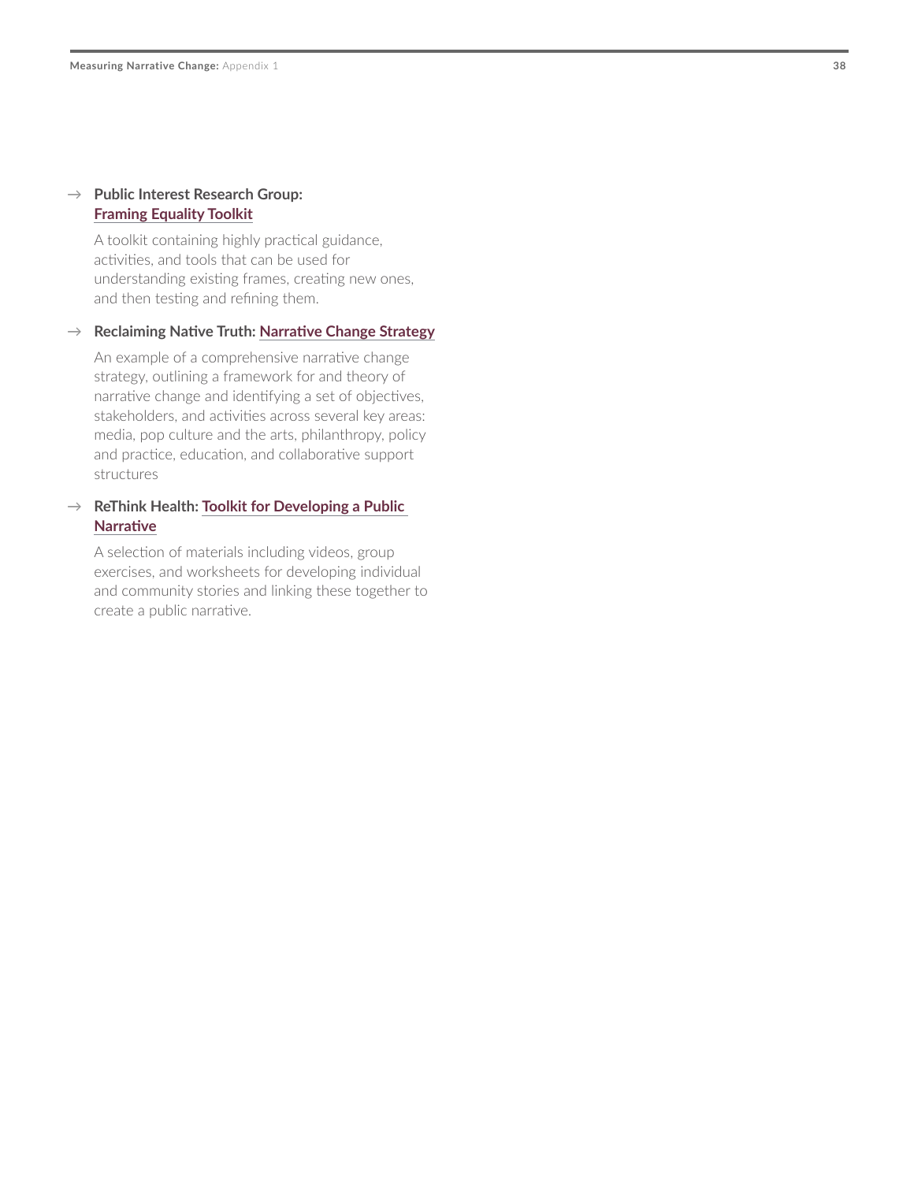- **Public Interest Research Group: Framing Equality Toolkit**

  A toolkit containing highly practical guidance, activities, and tools that can be used for understanding existing frames, creating new ones, and then testing and refining them.

- **Reclaiming Native Truth: Narrative Change Strategy**

  An example of a comprehensive narrative change strategy, outlining a framework for and theory of narrative change and identifying a set of objectives, stakeholders, and activities across several key areas: media, pop culture and the arts, philanthropy, policy and practice, education, and collaborative support structures

- **ReThink Health: Toolkit for Developing a Public Narrative**

  A selection of materials including videos, group exercises, and worksheets for developing individual and community stories and linking these together to create a public narrative.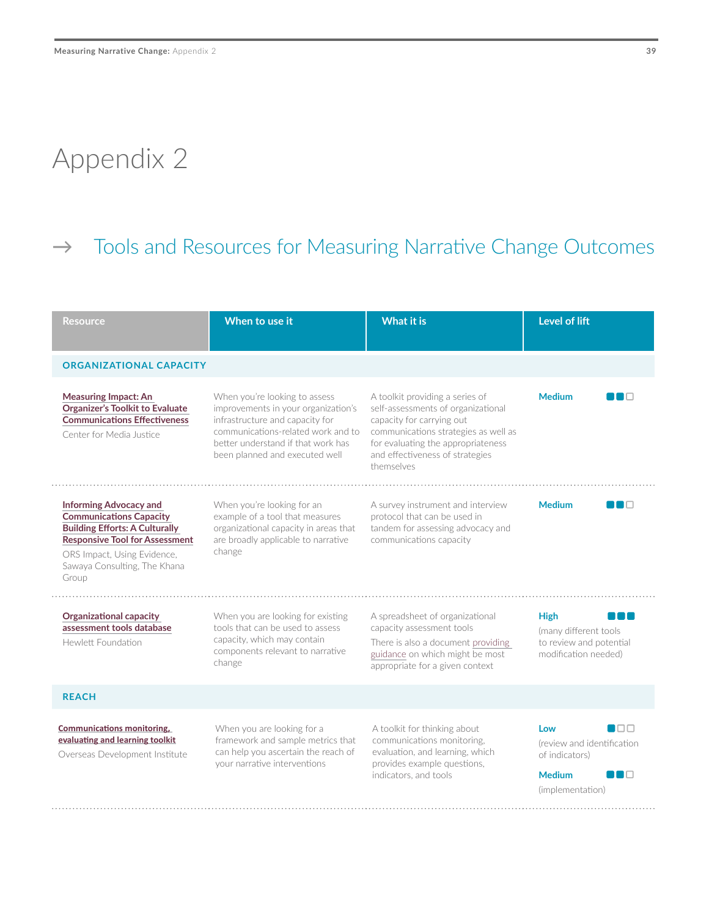# Appendix 2

## → Tools and Resources for Measuring Narrative Change Outcomes

| Resource | When to use it | What it is | Level of lift |
|---|---|---|---|
| **ORGANIZATIONAL CAPACITY** | | | |
| **Measuring Impact: An Organizer's Toolkit to Evaluate Communications Effectiveness**<br>Center for Media Justice | When you're looking to assess improvements in your organization's infrastructure and capacity for communications-related work and to better understand if that work has been planned and executed well | A toolkit providing a series of self-assessments of organizational capacity for carrying out communications strategies as well as for evaluating the appropriateness and effectiveness of strategies themselves | **Medium** ■■□ |
| **Informing Advocacy and Communications Capacity Building Efforts: A Culturally Responsive Tool for Assessment**<br>ORS Impact, Using Evidence, Sawaya Consulting, The Khana Group | When you're looking for an example of a tool that measures organizational capacity in areas that are broadly applicable to narrative change | A survey instrument and interview protocol that can be used in tandem for assessing advocacy and communications capacity | **Medium** ■■□ |
| **Organizational capacity assessment tools database**<br>Hewlett Foundation | When you are looking for existing tools that can be used to assess capacity, which may contain components relevant to narrative change | A spreadsheet of organizational capacity assessment tools<br>There is also a document providing guidance on which might be most appropriate for a given context | **High** ■■■<br>(many different tools to review and potential modification needed) |
| **REACH** | | | |
| **Communications monitoring, evaluating and learning toolkit**<br>Overseas Development Institute | When you are looking for a framework and sample metrics that can help you ascertain the reach of your narrative interventions | A toolkit for thinking about communications monitoring, evaluation, and learning, which provides example questions, indicators, and tools | **Low** ■□□<br>(review and identification of indicators)<br>**Medium** ■■□<br>(implementation) |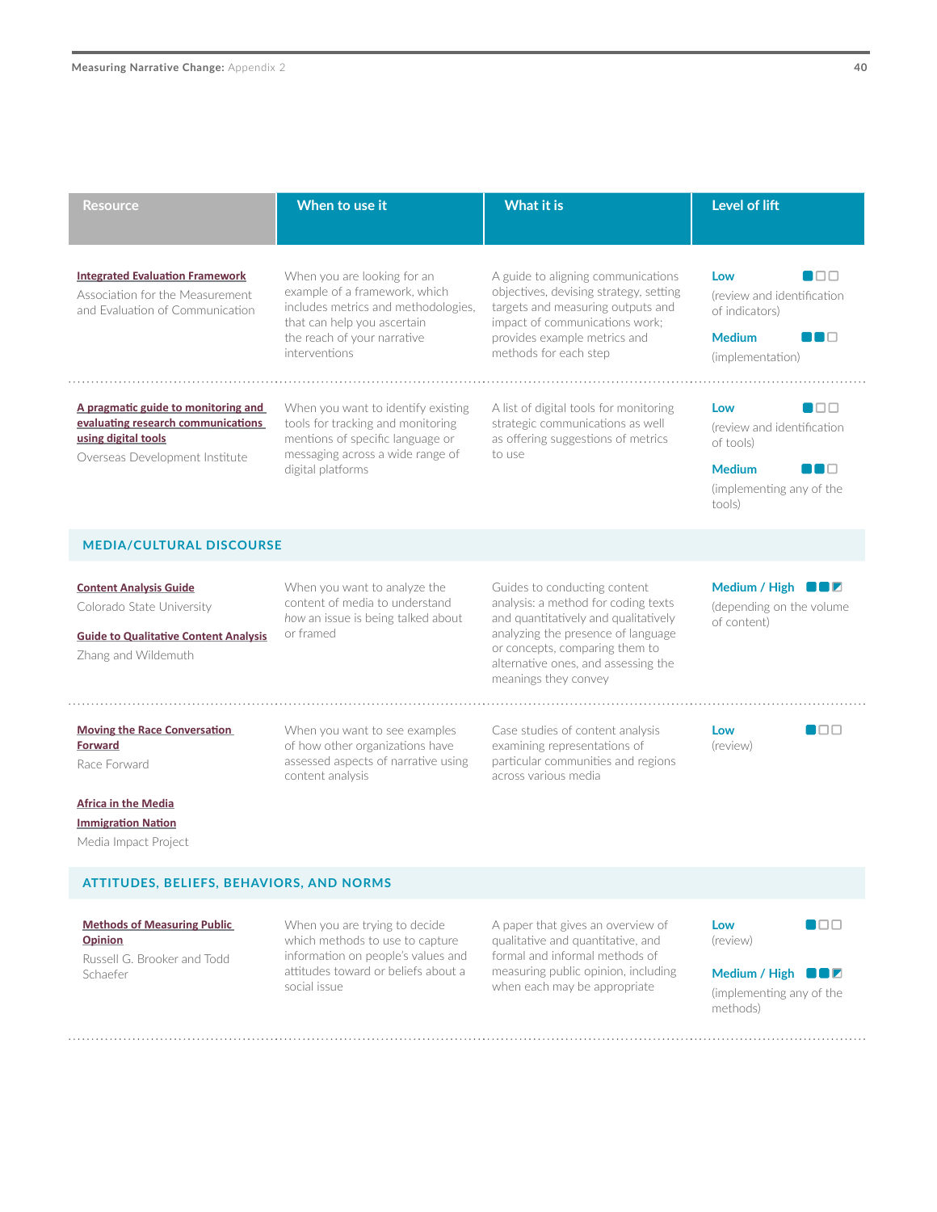| Resource | When to use it | What it is | Level of lift |
|---|---|---|---|
| **Integrated Evaluation Framework**<br>Association for the Measurement and Evaluation of Communication | When you are looking for an example of a framework, which includes metrics and methodologies, that can help you ascertain the reach of your narrative interventions | A guide to aligning communications objectives, devising strategy, setting targets and measuring outputs and impact of communications work; provides example metrics and methods for each step | **Low** (review and identification of indicators)<br>**Medium** (implementation) |
| **A pragmatic guide to monitoring and evaluating research communications using digital tools**<br>Overseas Development Institute | When you want to identify existing tools for tracking and monitoring mentions of specific language or messaging across a wide range of digital platforms | A list of digital tools for monitoring strategic communications as well as offering suggestions of metrics to use | **Low** (review and identification of tools)<br>**Medium** (implementing any of the tools) |
| **MEDIA/CULTURAL DISCOURSE** | | | |
| **Content Analysis Guide**<br>Colorado State University<br>**Guide to Qualitative Content Analysis**<br>Zhang and Wildemuth | When you want to analyze the content of media to understand *how* an issue is being talked about or framed | Guides to conducting content analysis: a method for coding texts and quantitatively and qualitatively analyzing the presence of language or concepts, comparing them to alternative ones, and assessing the meanings they convey | **Medium / High** (depending on the volume of content) |
| **Moving the Race Conversation Forward**<br>Race Forward<br>**Africa in the Media**<br>**Immigration Nation**<br>Media Impact Project | When you want to see examples of how other organizations have assessed aspects of narrative using content analysis | Case studies of content analysis examining representations of particular communities and regions across various media | **Low** (review) |
| **ATTITUDES, BELIEFS, BEHAVIORS, AND NORMS** | | | |
| **Methods of Measuring Public Opinion**<br>Russell G. Brooker and Todd Schaefer | When you are trying to decide which methods to use to capture information on people's values and attitudes toward or beliefs about a social issue | A paper that gives an overview of qualitative and quantitative, and formal and informal methods of measuring public opinion, including when each may be appropriate | **Low** (review)<br>**Medium / High** (implementing any of the methods) |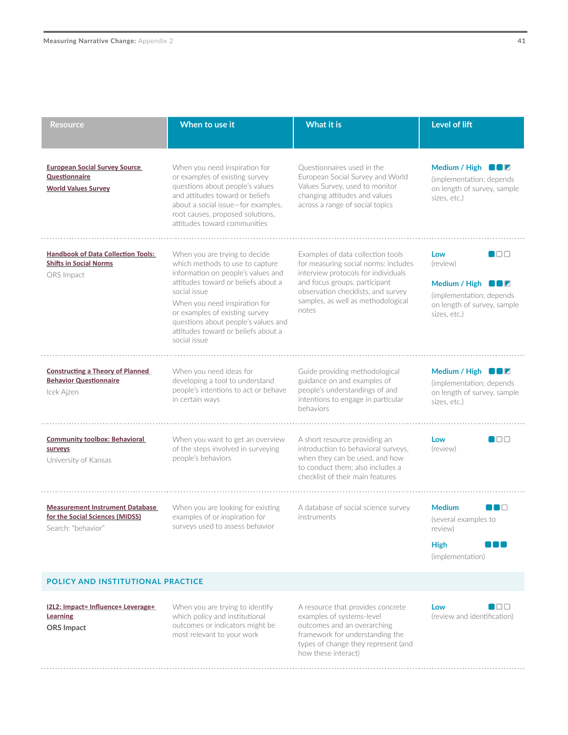| Resource | When to use it | What it is | Level of lift |
|---|---|---|---|
| **European Social Survey Source Questionnaire**<br>**World Values Survey** | When you need inspiration for or examples of existing survey questions about people's values and attitudes toward or beliefs about a social issue—for examples, root causes, proposed solutions, attitudes toward communities | Questionnaires used in the European Social Survey and World Values Survey, used to monitor changing attitudes and values across a range of social topics | **Medium / High** (implementation; depends on length of survey, sample sizes, etc.) |
| **Handbook of Data Collection Tools: Shifts in Social Norms**<br>ORS Impact | When you are trying to decide which methods to use to capture information on people's values and attitudes toward or beliefs about a social issue<br>When you need inspiration for or examples of existing survey questions about people's values and attitudes toward or beliefs about a social issue | Examples of data collection tools for measuring social norms: includes interview protocols for individuals and focus groups, participant observation checklists, and survey samples, as well as methodological notes | **Low** (review)<br>**Medium / High** (implementation; depends on length of survey, sample sizes, etc.) |
| **Constructing a Theory of Planned Behavior Questionnaire**<br>Icek Ajzen | When you need ideas for developing a tool to understand people's intentions to act or behave in certain ways | Guide providing methodological guidance on and examples of people's understandings of and intentions to engage in particular behaviors | **Medium / High** (implementation; depends on length of survey, sample sizes, etc.) |
| **Community toolbox: Behavioral surveys**<br>University of Kansas | When you want to get an overview of the steps involved in surveying people's behaviors | A short resource providing an introduction to behavioral surveys, when they can be used, and how to conduct them; also includes a checklist of their main features | **Low** (review) |
| **Measurement Instrument Database for the Social Sciences (MIDSS)**<br>Search: "behavior" | When you are looking for existing examples of or inspiration for surveys used to assess behavior | A database of social science survey instruments | **Medium** (several examples to review)<br>**High** (implementation) |
| **POLICY AND INSTITUTIONAL PRACTICE** | | | |
| **I2L2: Impact= Influence+ Leverage+ Learning**<br>**ORS Impact** | When you are trying to identify which policy and institutional outcomes or indicators might be most relevant to your work | A resource that provides concrete examples of systems-level outcomes and an overarching framework for understanding the types of change they represent (and how these interact) | **Low** (review and identification) |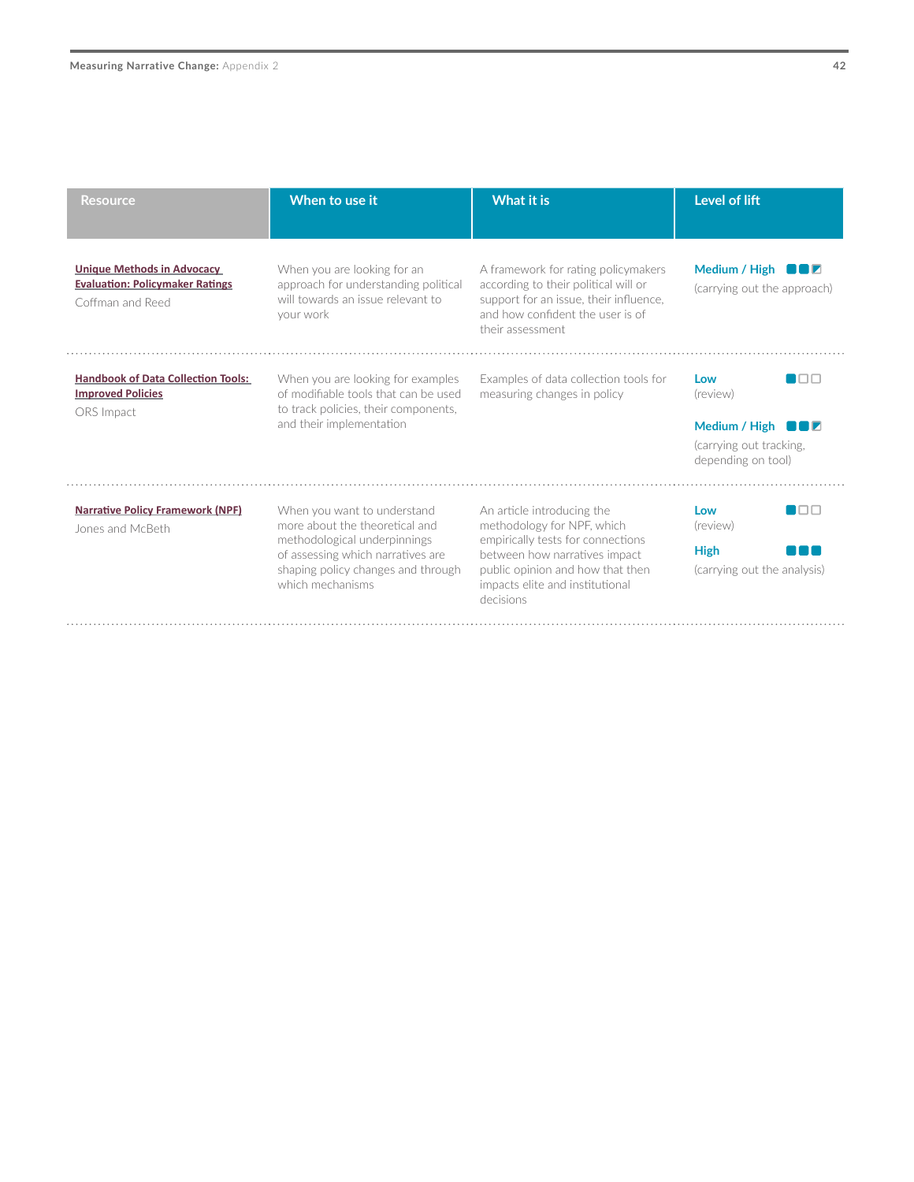| Resource | When to use it | What it is | Level of lift |
|---|---|---|---|
| **Unique Methods in Advocacy Evaluation: Policymaker Ratings**<br>Coffman and Reed | When you are looking for an approach for understanding political will towards an issue relevant to your work | A framework for rating policymakers according to their political will or support for an issue, their influence, and how confident the user is of their assessment | **Medium / High**<br>(carrying out the approach) |
| **Handbook of Data Collection Tools: Improved Policies**<br>ORS Impact | When you are looking for examples of modifiable tools that can be used to track policies, their components, and their implementation | Examples of data collection tools for measuring changes in policy | **Low**<br>(review)<br>**Medium / High**<br>(carrying out tracking, depending on tool) |
| **Narrative Policy Framework (NPF)**<br>Jones and McBeth | When you want to understand more about the theoretical and methodological underpinnings of assessing which narratives are shaping policy changes and through which mechanisms | An article introducing the methodology for NPF, which empirically tests for connections between how narratives impact public opinion and how that then impacts elite and institutional decisions | **Low**<br>(review)<br>**High**<br>(carrying out the analysis) |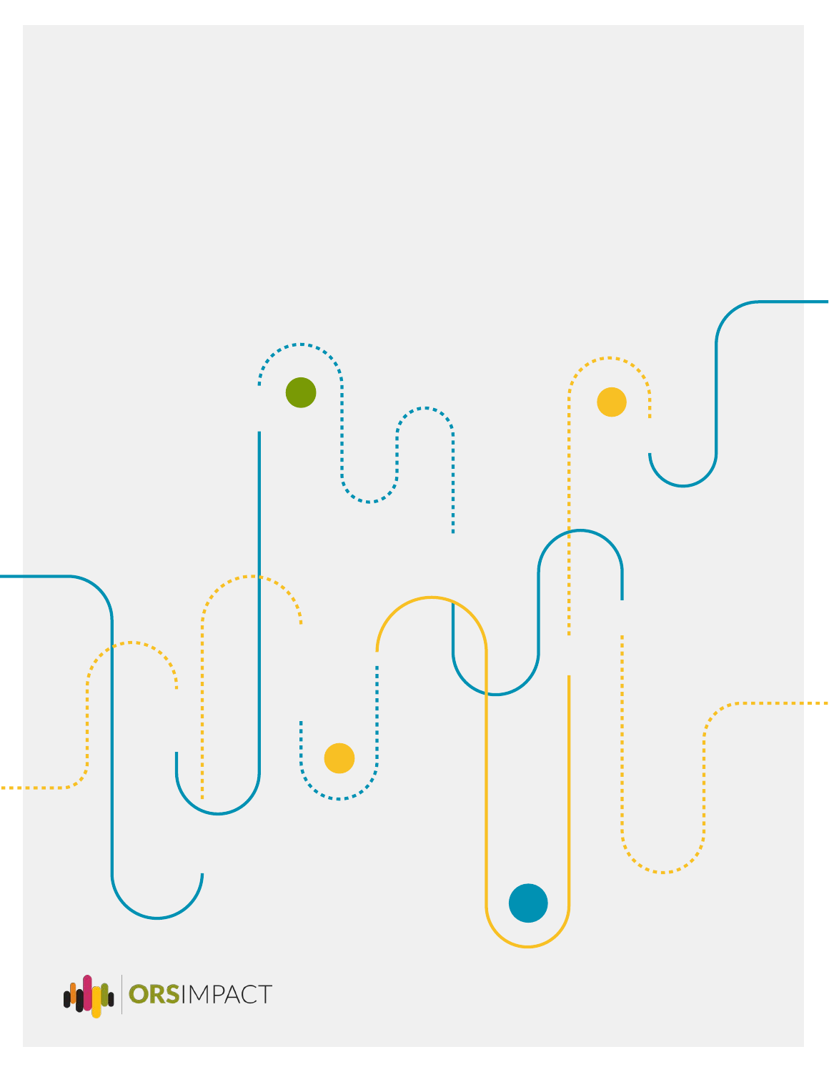ORSIMPACT